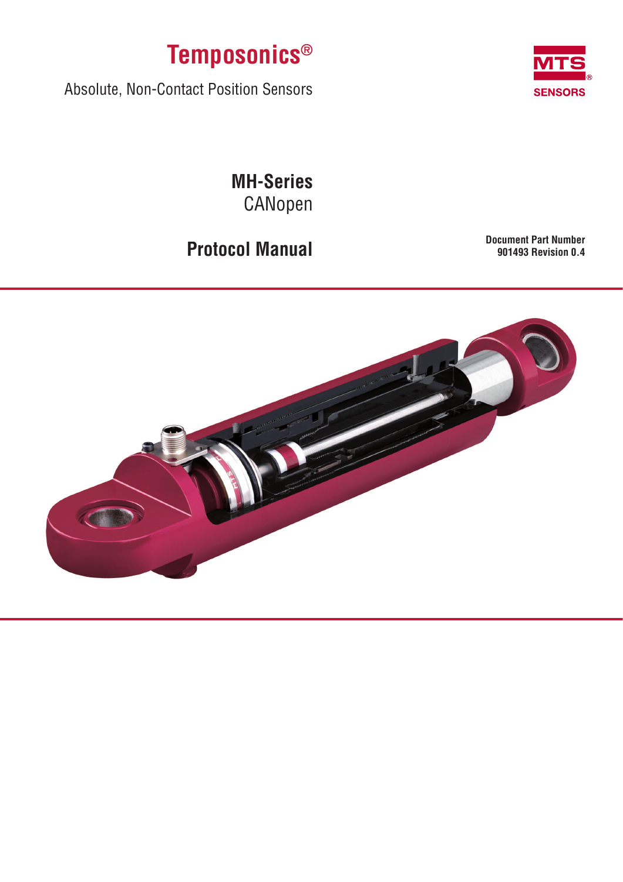# Temposonics®

Absolute, Non-Contact Position Sensors

MTS® SENSORS

## MH-Series
CANopen

## Protocol Manual

**Document Part Number**
**901493 Revision 0.4**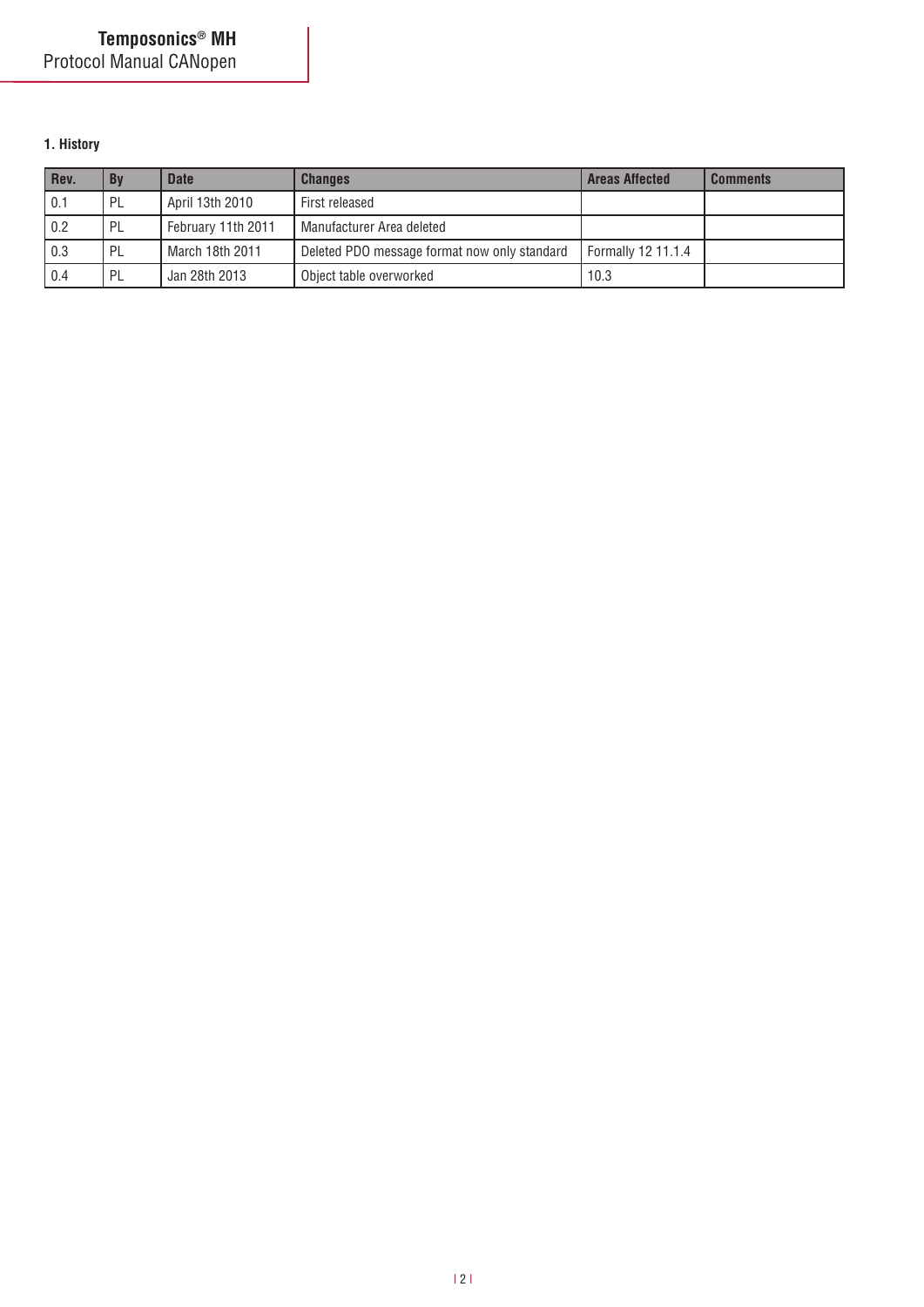## 1. History

| Rev. | By | Date | Changes | Areas Affected | Comments |
| --- | --- | --- | --- | --- | --- |
| 0.1 | PL | April 13th 2010 | First released | | |
| 0.2 | PL | February 11th 2011 | Manufacturer Area deleted | | |
| 0.3 | PL | March 18th 2011 | Deleted PDO message format now only standard | Formally 12 11.1.4 | |
| 0.4 | PL | Jan 28th 2013 | Object table overworked | 10.3 | |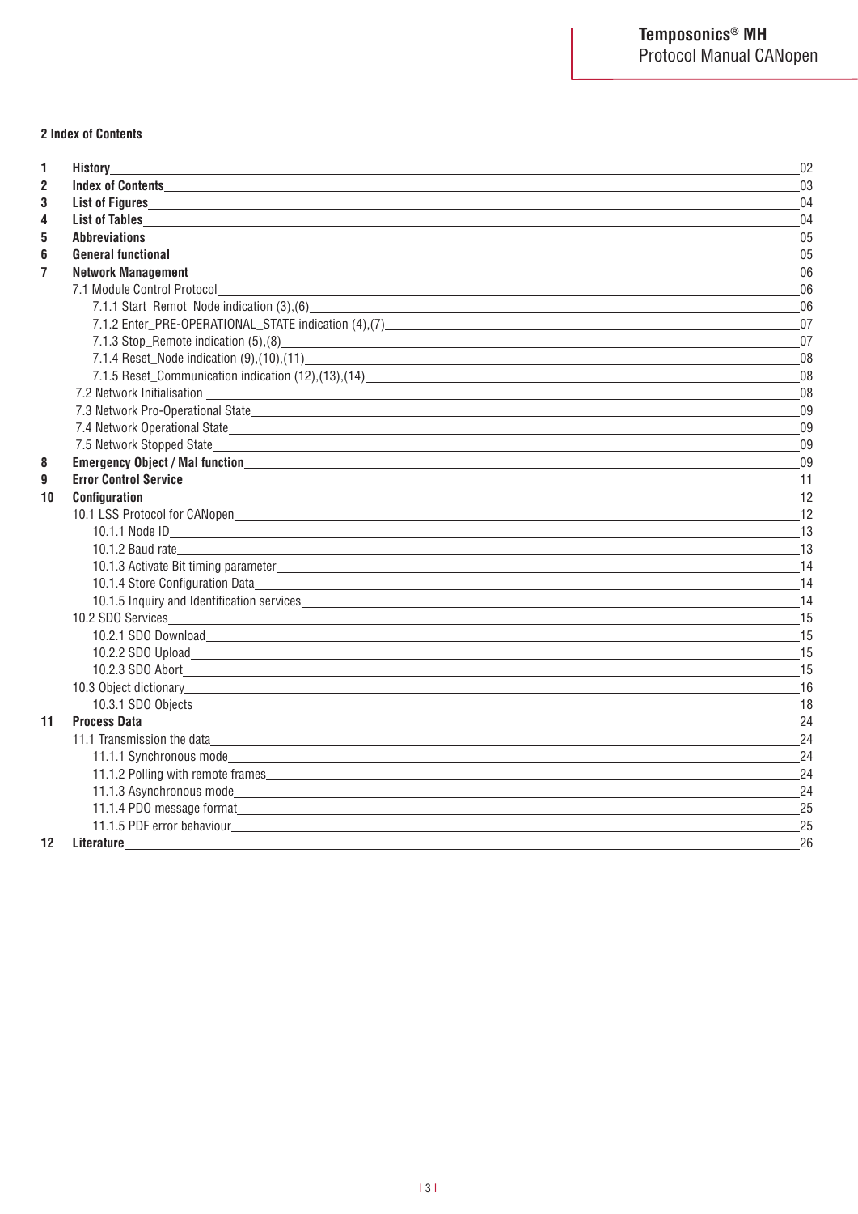## 2 Index of Contents

| | | |
|---|---|---|
| **1** | **History** | 02 |
| **2** | **Index of Contents** | 03 |
| **3** | **List of Figures** | 04 |
| **4** | **List of Tables** | 04 |
| **5** | **Abbreviations** | 05 |
| **6** | **General functional** | 05 |
| **7** | **Network Management** | 06 |
| | 7.1 Module Control Protocol | 06 |
| | 7.1.1 Start_Remot_Node indication (3),(6) | 06 |
| | 7.1.2 Enter_PRE-OPERATIONAL_STATE indication (4),(7) | 07 |
| | 7.1.3 Stop_Remote indication (5),(8) | 07 |
| | 7.1.4 Reset_Node indication (9),(10),(11) | 08 |
| | 7.1.5 Reset_Communication indication (12),(13),(14) | 08 |
| | 7.2 Network Initialisation | 08 |
| | 7.3 Network Pro-Operational State | 09 |
| | 7.4 Network Operational State | 09 |
| | 7.5 Network Stopped State | 09 |
| **8** | **Emergency Object / Mal function** | 09 |
| **9** | **Error Control Service** | 11 |
| **10** | **Configuration** | 12 |
| | 10.1 LSS Protocol for CANopen | 12 |
| | 10.1.1 Node ID | 13 |
| | 10.1.2 Baud rate | 13 |
| | 10.1.3 Activate Bit timing parameter | 14 |
| | 10.1.4 Store Configuration Data | 14 |
| | 10.1.5 Inquiry and Identification services | 14 |
| | 10.2 SDO Services | 15 |
| | 10.2.1 SDO Download | 15 |
| | 10.2.2 SDO Upload | 15 |
| | 10.2.3 SDO Abort | 15 |
| | 10.3 Object dictionary | 16 |
| | 10.3.1 SDO Objects | 18 |
| **11** | **Process Data** | 24 |
| | 11.1 Transmission the data | 24 |
| | 11.1.1 Synchronous mode | 24 |
| | 11.1.2 Polling with remote frames | 24 |
| | 11.1.3 Asynchronous mode | 24 |
| | 11.1.4 PDO message format | 25 |
| | 11.1.5 PDF error behaviour | 25 |
| **12** | **Literature** | 26 |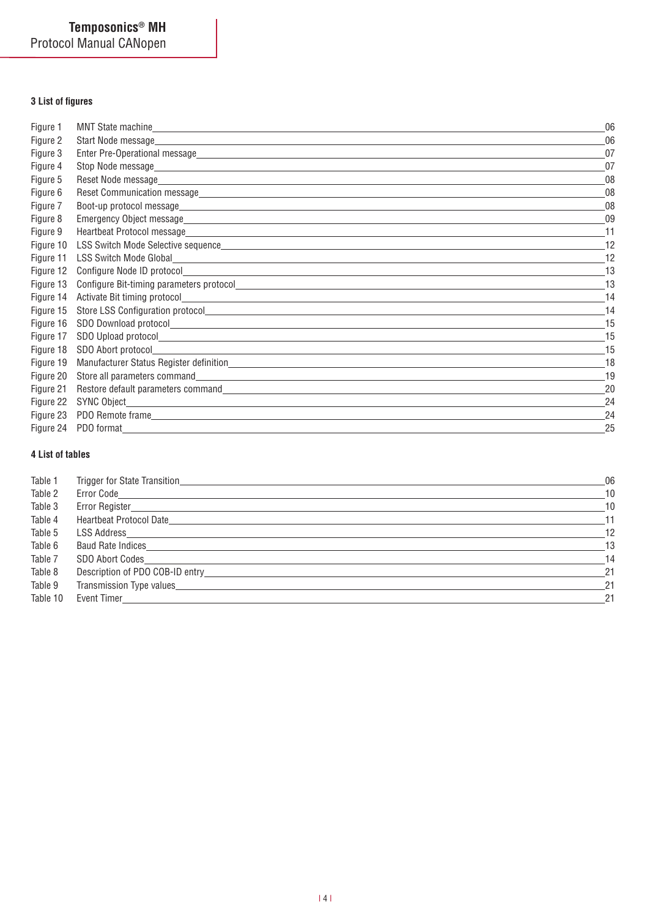### 3 List of figures

| | | |
|---|---|---|
| Figure 1 | MNT State machine | 06 |
| Figure 2 | Start Node message | 06 |
| Figure 3 | Enter Pre-Operational message | 07 |
| Figure 4 | Stop Node message | 07 |
| Figure 5 | Reset Node message | 08 |
| Figure 6 | Reset Communication message | 08 |
| Figure 7 | Boot-up protocol message | 08 |
| Figure 8 | Emergency Object message | 09 |
| Figure 9 | Heartbeat Protocol message | 11 |
| Figure 10 | LSS Switch Mode Selective sequence | 12 |
| Figure 11 | LSS Switch Mode Global | 12 |
| Figure 12 | Configure Node ID protocol | 13 |
| Figure 13 | Configure Bit-timing parameters protocol | 13 |
| Figure 14 | Activate Bit timing protocol | 14 |
| Figure 15 | Store LSS Configuration protocol | 14 |
| Figure 16 | SDO Download protocol | 15 |
| Figure 17 | SDO Upload protocol | 15 |
| Figure 18 | SDO Abort protocol | 15 |
| Figure 19 | Manufacturer Status Register definition | 18 |
| Figure 20 | Store all parameters command | 19 |
| Figure 21 | Restore default parameters command | 20 |
| Figure 22 | SYNC Object | 24 |
| Figure 23 | PDO Remote frame | 24 |
| Figure 24 | PDO format | 25 |

### 4 List of tables

| | | |
|---|---|---|
| Table 1 | Trigger for State Transition | 06 |
| Table 2 | Error Code | 10 |
| Table 3 | Error Register | 10 |
| Table 4 | Heartbeat Protocol Date | 11 |
| Table 5 | LSS Address | 12 |
| Table 6 | Baud Rate Indices | 13 |
| Table 7 | SDO Abort Codes | 14 |
| Table 8 | Description of PDO COB-ID entry | 21 |
| Table 9 | Transmission Type values | 21 |
| Table 10 | Event Timer | 21 |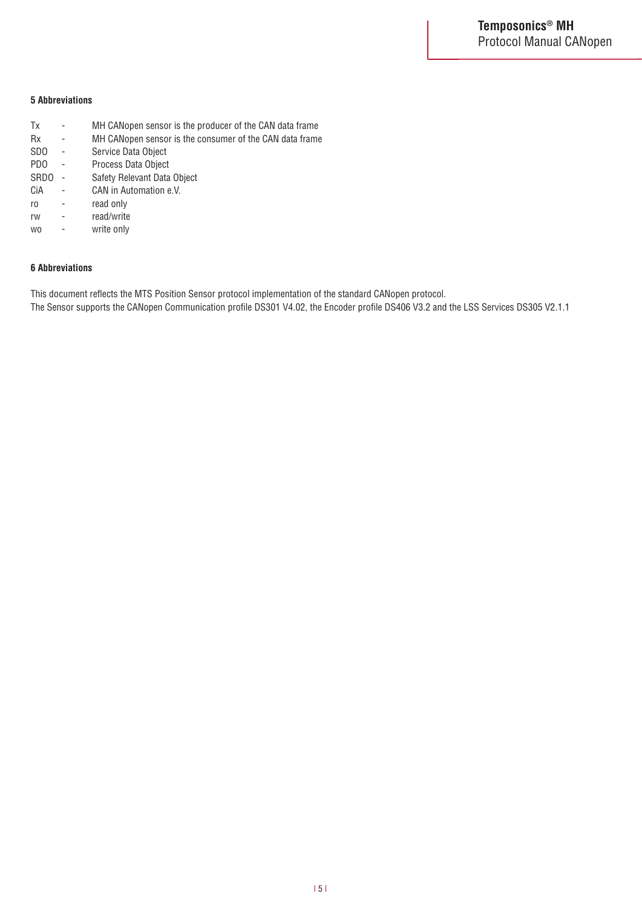## 5 Abbreviations

| | | |
|---|---|---|
| Tx | - | MH CANopen sensor is the producer of the CAN data frame |
| Rx | - | MH CANopen sensor is the consumer of the CAN data frame |
| SDO | - | Service Data Object |
| PDO | - | Process Data Object |
| SRDO | - | Safety Relevant Data Object |
| CiA | - | CAN in Automation e.V. |
| ro | - | read only |
| rw | - | read/write |
| wo | - | write only |

## 6 Abbreviations

This document reflects the MTS Position Sensor protocol implementation of the standard CANopen protocol.
The Sensor supports the CANopen Communication profile DS301 V4.02, the Encoder profile DS406 V3.2 and the LSS Services DS305 V2.1.1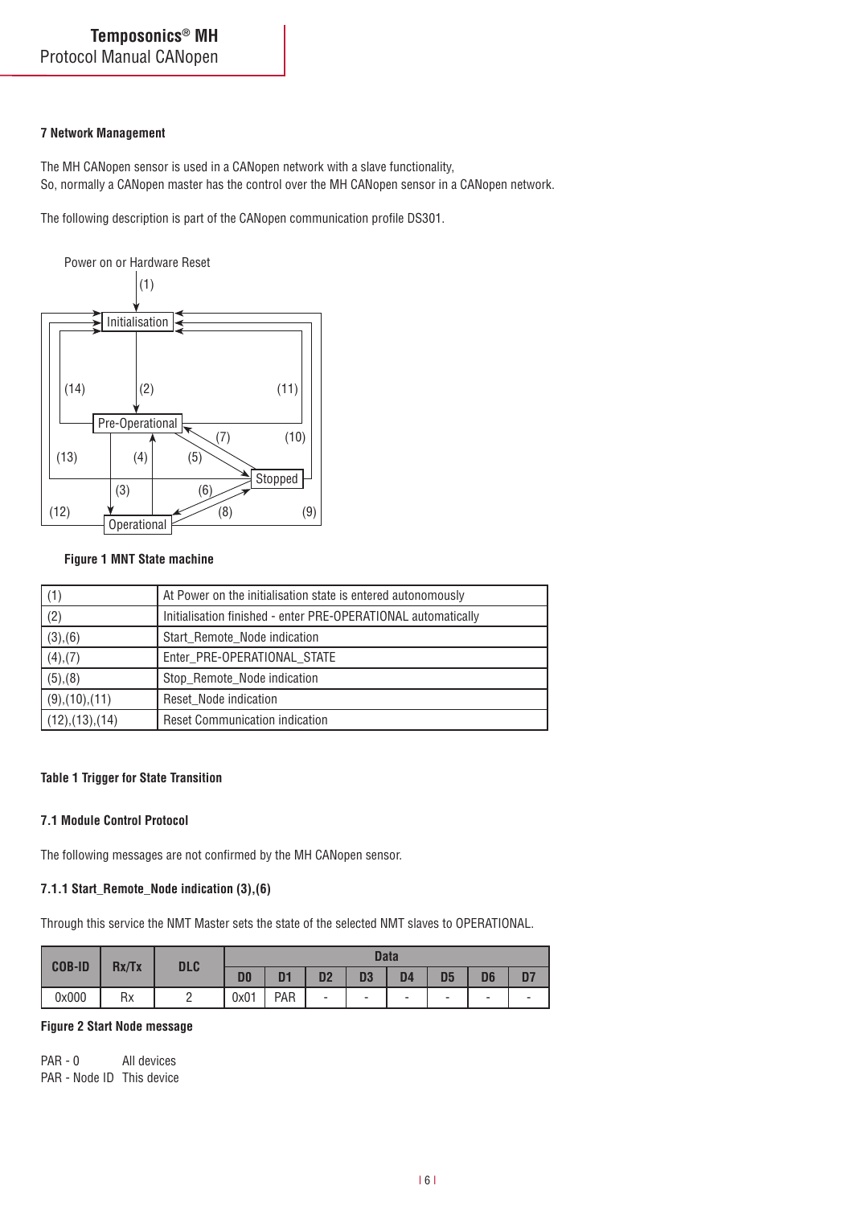### 7 Network Management

The MH CANopen sensor is used in a CANopen network with a slave functionality,
So, normally a CANopen master has the control over the MH CANopen sensor in a CANopen network.

The following description is part of the CANopen communication profile DS301.

**Figure 1 MNT State machine**

| (1) | At Power on the initialisation state is entered autonomously |
|---|---|
| (2) | Initialisation finished - enter PRE-OPERATIONAL automatically |
| (3),(6) | Start_Remote_Node indication |
| (4),(7) | Enter_PRE-OPERATIONAL_STATE |
| (5),(8) | Stop_Remote_Node indication |
| (9),(10),(11) | Reset_Node indication |
| (12),(13),(14) | Reset Communication indication |

**Table 1 Trigger for State Transition**

### 7.1 Module Control Protocol

The following messages are not confirmed by the MH CANopen sensor.

#### 7.1.1 Start_Remote_Node indication (3),(6)

Through this service the NMT Master sets the state of the selected NMT slaves to OPERATIONAL.

| COB-ID | Rx/Tx | DLC | Data | | | | | | | |
|---|---|---|---|---|---|---|---|---|---|---|
| | | | D0 | D1 | D2 | D3 | D4 | D5 | D6 | D7 |
| 0x000 | Rx | 2 | 0x01 | PAR | - | - | - | - | - | - |

**Figure 2 Start Node message**

PAR - 0 All devices
PAR - Node ID This device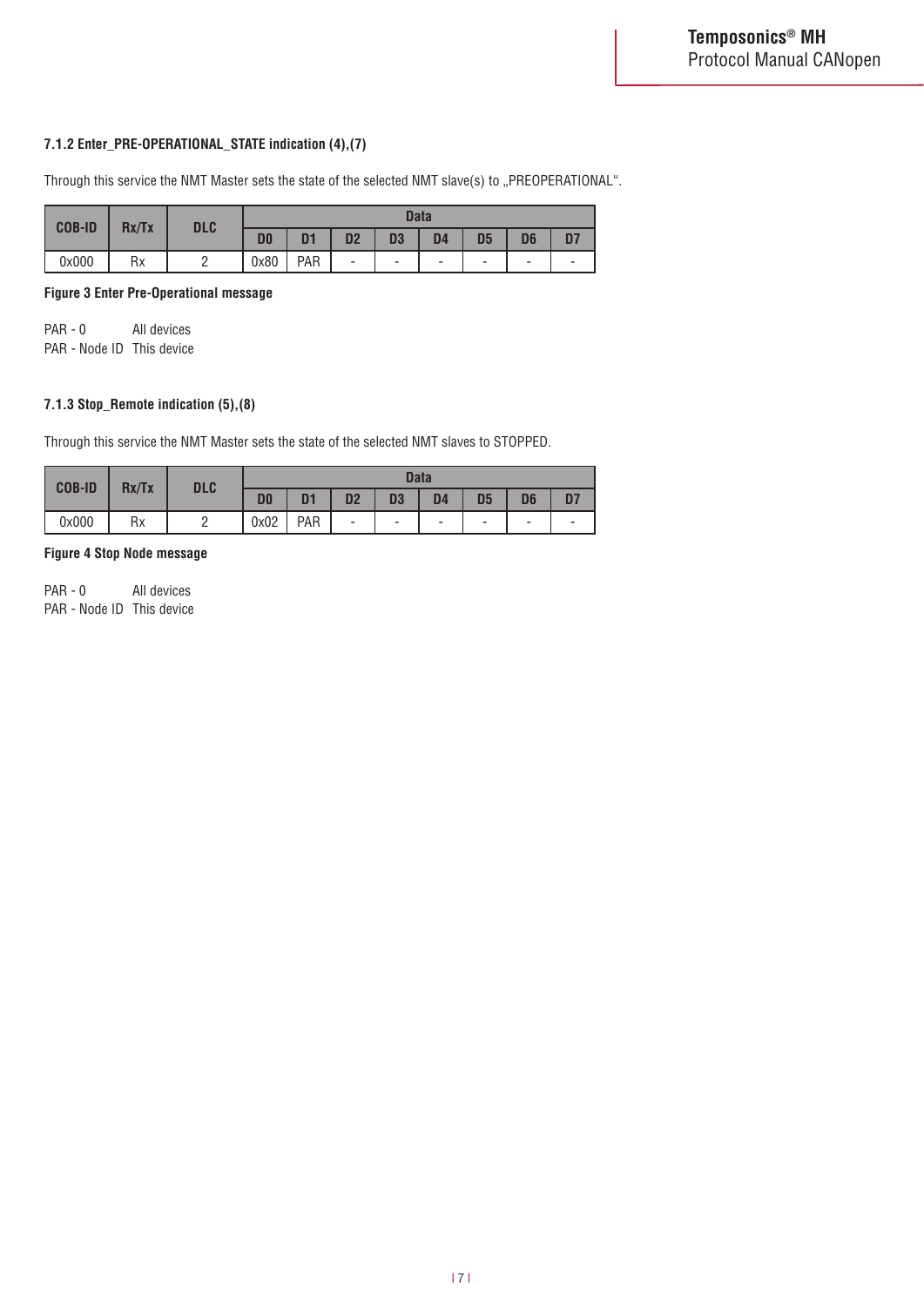### 7.1.2 Enter_PRE-OPERATIONAL_STATE indication (4),(7)

Through this service the NMT Master sets the state of the selected NMT slave(s) to „PREOPERATIONAL".

| COB-ID | Rx/Tx | DLC | Data | | | | | | | |
|---|---|---|---|---|---|---|---|---|---|---|
| | | | D0 | D1 | D2 | D3 | D4 | D5 | D6 | D7 |
| 0x000 | Rx | 2 | 0x80 | PAR | - | - | - | - | - | - |

**Figure 3 Enter Pre-Operational message**

PAR - 0 All devices
PAR - Node ID This device

### 7.1.3 Stop_Remote indication (5),(8)

Through this service the NMT Master sets the state of the selected NMT slaves to STOPPED.

| COB-ID | Rx/Tx | DLC | Data | | | | | | | |
|---|---|---|---|---|---|---|---|---|---|---|
| | | | D0 | D1 | D2 | D3 | D4 | D5 | D6 | D7 |
| 0x000 | Rx | 2 | 0x02 | PAR | - | - | - | - | - | - |

**Figure 4 Stop Node message**

PAR - 0 All devices
PAR - Node ID This device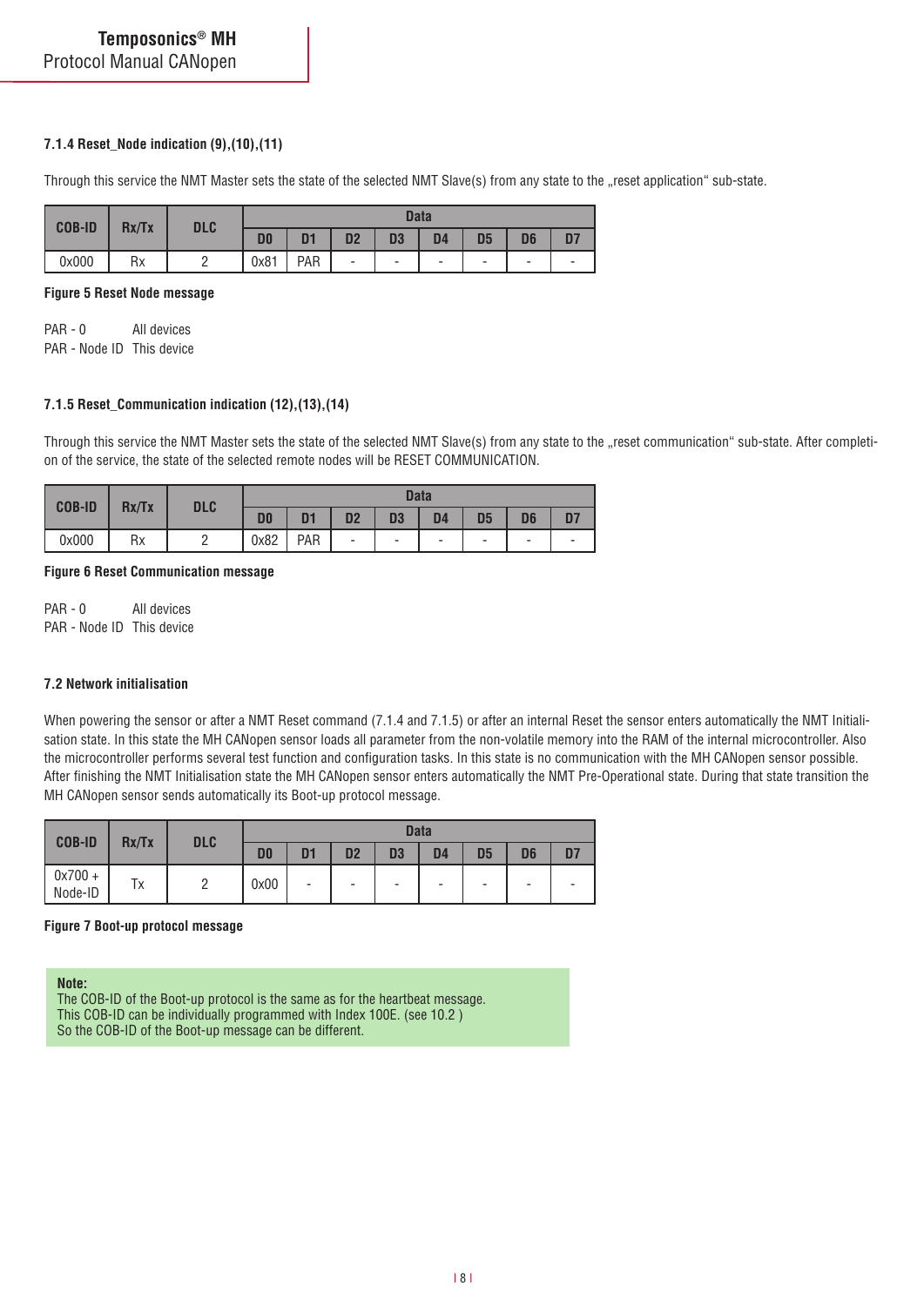#### 7.1.4 Reset_Node indication (9),(10),(11)

Through this service the NMT Master sets the state of the selected NMT Slave(s) from any state to the „reset application" sub-state.

| COB-ID | Rx/Tx | DLC | Data | | | | | | | |
|---|---|---|---|---|---|---|---|---|---|---|
| | | | D0 | D1 | D2 | D3 | D4 | D5 | D6 | D7 |
| 0x000 | Rx | 2 | 0x81 | PAR | - | - | - | - | - | - |

**Figure 5 Reset Node message**

PAR - 0 All devices
PAR - Node ID This device

#### 7.1.5 Reset_Communication indication (12),(13),(14)

Through this service the NMT Master sets the state of the selected NMT Slave(s) from any state to the „reset communication" sub-state. After completion of the service, the state of the selected remote nodes will be RESET COMMUNICATION.

| COB-ID | Rx/Tx | DLC | Data | | | | | | | |
|---|---|---|---|---|---|---|---|---|---|---|
| | | | D0 | D1 | D2 | D3 | D4 | D5 | D6 | D7 |
| 0x000 | Rx | 2 | 0x82 | PAR | - | - | - | - | - | - |

**Figure 6 Reset Communication message**

PAR - 0 All devices
PAR - Node ID This device

### 7.2 Network initialisation

When powering the sensor or after a NMT Reset command (7.1.4 and 7.1.5) or after an internal Reset the sensor enters automatically the NMT Initialisation state. In this state the MH CANopen sensor loads all parameter from the non-volatile memory into the RAM of the internal microcontroller. Also the microcontroller performs several test function and configuration tasks. In this state is no communication with the MH CANopen sensor possible. After finishing the NMT Initialisation state the MH CANopen sensor enters automatically the NMT Pre-Operational state. During that state transition the MH CANopen sensor sends automatically its Boot-up protocol message.

| COB-ID | Rx/Tx | DLC | Data | | | | | | | |
|---|---|---|---|---|---|---|---|---|---|---|
| | | | D0 | D1 | D2 | D3 | D4 | D5 | D6 | D7 |
| 0x700 + Node-ID | Tx | 2 | 0x00 | - | - | - | - | - | - | - |

**Figure 7 Boot-up protocol message**

**Note:**
The COB-ID of the Boot-up protocol is the same as for the heartbeat message.
This COB-ID can be individually programmed with Index 100E. (see 10.2 )
So the COB-ID of the Boot-up message can be different.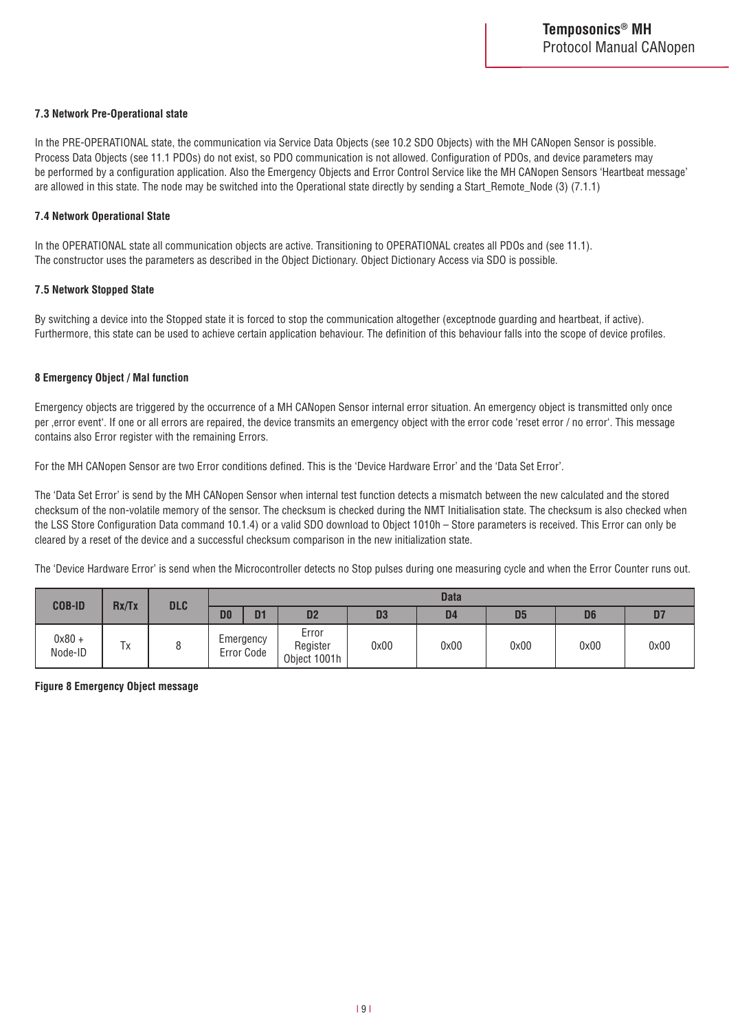### 7.3 Network Pre-Operational state

In the PRE-OPERATIONAL state, the communication via Service Data Objects (see 10.2 SDO Objects) with the MH CANopen Sensor is possible. Process Data Objects (see 11.1 PDOs) do not exist, so PDO communication is not allowed. Configuration of PDOs, and device parameters may be performed by a configuration application. Also the Emergency Objects and Error Control Service like the MH CANopen Sensors 'Heartbeat message' are allowed in this state. The node may be switched into the Operational state directly by sending a Start_Remote_Node (3) (7.1.1)

### 7.4 Network Operational State

In the OPERATIONAL state all communication objects are active. Transitioning to OPERATIONAL creates all PDOs and (see 11.1). The constructor uses the parameters as described in the Object Dictionary. Object Dictionary Access via SDO is possible.

### 7.5 Network Stopped State

By switching a device into the Stopped state it is forced to stop the communication altogether (exceptnode guarding and heartbeat, if active). Furthermore, this state can be used to achieve certain application behaviour. The definition of this behaviour falls into the scope of device profiles.

## 8 Emergency Object / Mal function

Emergency objects are triggered by the occurrence of a MH CANopen Sensor internal error situation. An emergency object is transmitted only once per ‚error event'. If one or all errors are repaired, the device transmits an emergency object with the error code 'reset error / no error'. This message contains also Error register with the remaining Errors.

For the MH CANopen Sensor are two Error conditions defined. This is the 'Device Hardware Error' and the 'Data Set Error'.

The 'Data Set Error' is send by the MH CANopen Sensor when internal test function detects a mismatch between the new calculated and the stored checksum of the non-volatile memory of the sensor. The checksum is checked during the NMT Initialisation state. The checksum is also checked when the LSS Store Configuration Data command 10.1.4) or a valid SDO download to Object 1010h – Store parameters is received. This Error can only be cleared by a reset of the device and a successful checksum comparison in the new initialization state.

The 'Device Hardware Error' is send when the Microcontroller detects no Stop pulses during one measuring cycle and when the Error Counter runs out.

| COB-ID | Rx/Tx | DLC | Data | | | | | | | |
|---|---|---|---|---|---|---|---|---|---|---|
| | | | D0 | D1 | D2 | D3 | D4 | D5 | D6 | D7 |
| 0x80 + Node-ID | Tx | 8 | Emergency Error Code | | Error Register Object 1001h | 0x00 | 0x00 | 0x00 | 0x00 | 0x00 |

**Figure 8 Emergency Object message**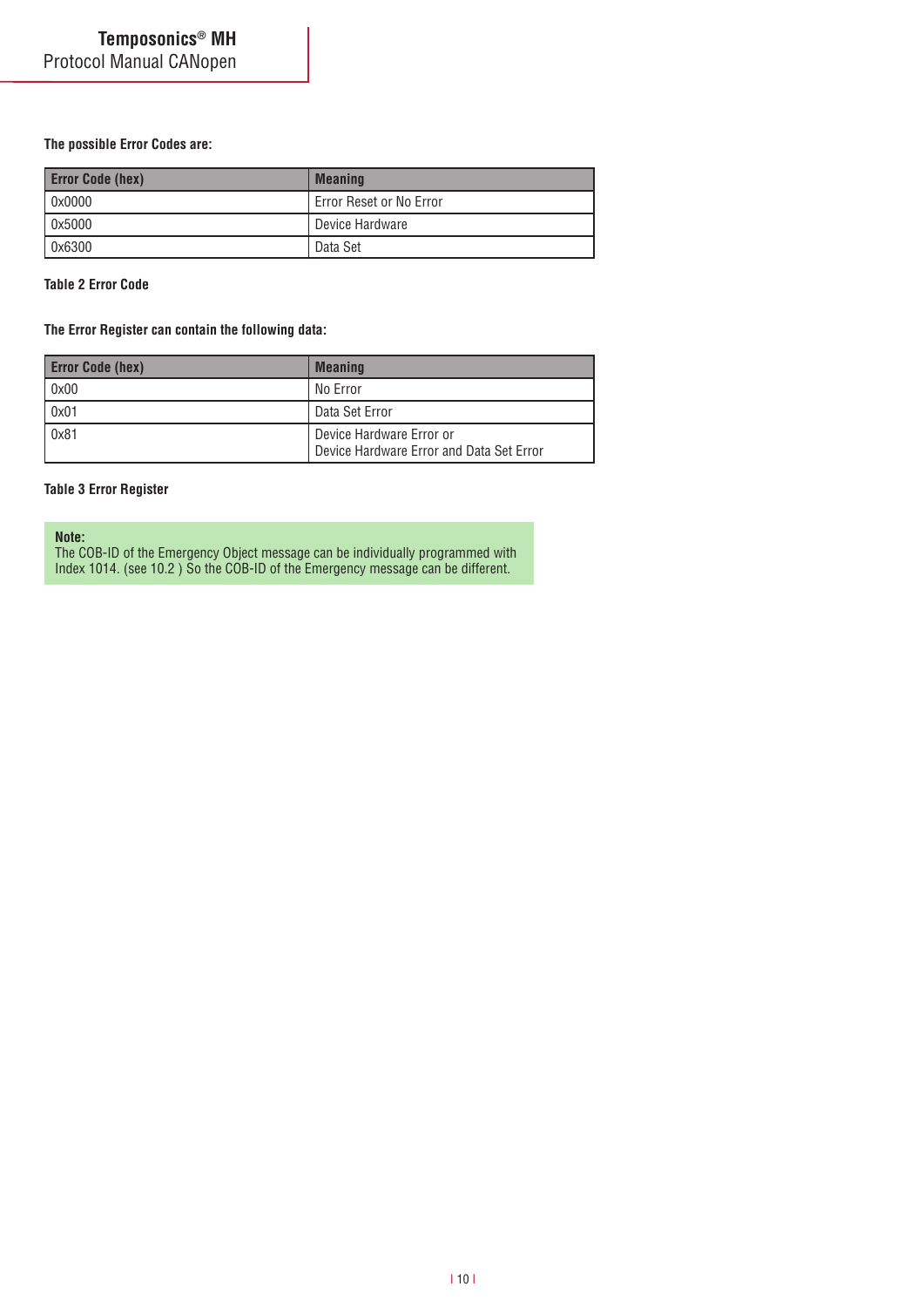**The possible Error Codes are:**

| Error Code (hex) | Meaning |
|---|---|
| 0x0000 | Error Reset or No Error |
| 0x5000 | Device Hardware |
| 0x6300 | Data Set |

**Table 2 Error Code**

**The Error Register can contain the following data:**

| Error Code (hex) | Meaning |
|---|---|
| 0x00 | No Error |
| 0x01 | Data Set Error |
| 0x81 | Device Hardware Error or<br>Device Hardware Error and Data Set Error |

**Table 3 Error Register**

**Note:**
The COB-ID of the Emergency Object message can be individually programmed with Index 1014. (see 10.2 ) So the COB-ID of the Emergency message can be different.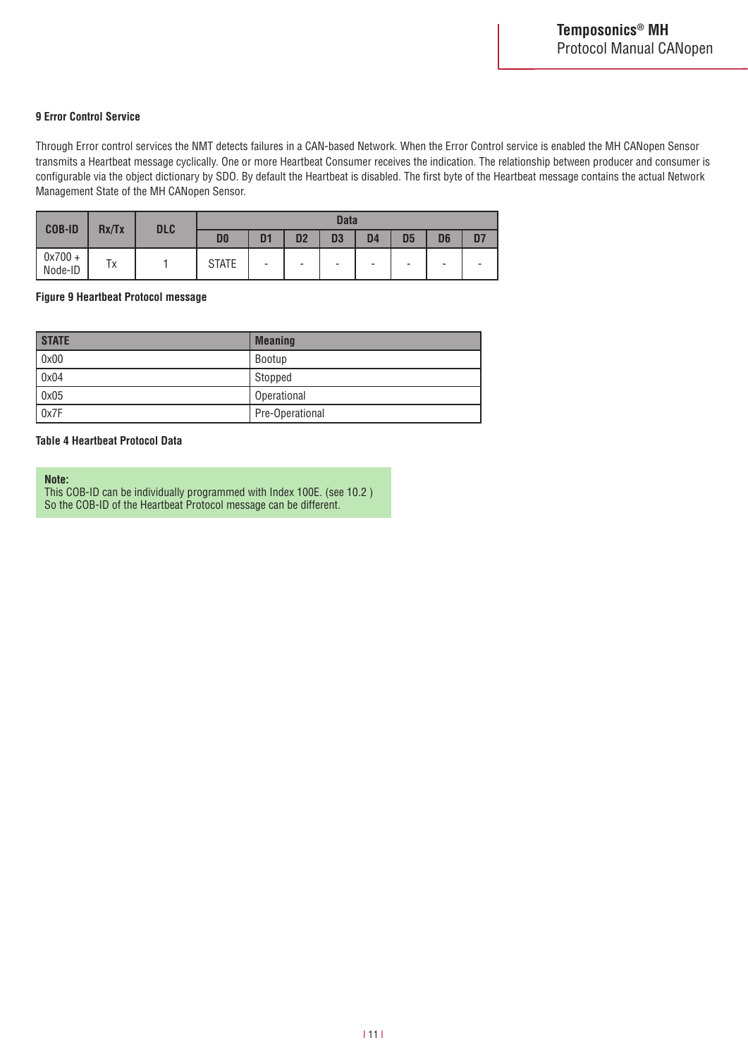## 9 Error Control Service

Through Error control services the NMT detects failures in a CAN-based Network. When the Error Control service is enabled the MH CANopen Sensor transmits a Heartbeat message cyclically. One or more Heartbeat Consumer receives the indication. The relationship between producer and consumer is configurable via the object dictionary by SDO. By default the Heartbeat is disabled. The first byte of the Heartbeat message contains the actual Network Management State of the MH CANopen Sensor.

| COB-ID | Rx/Tx | DLC | Data | | | | | | | |
|---|---|---|---|---|---|---|---|---|---|---|
| | | | D0 | D1 | D2 | D3 | D4 | D5 | D6 | D7 |
| 0x700 + Node-ID | Tx | 1 | STATE | - | - | - | - | - | - | - |

**Figure 9 Heartbeat Protocol message**

| STATE | Meaning |
|---|---|
| 0x00 | Bootup |
| 0x04 | Stopped |
| 0x05 | Operational |
| 0x7F | Pre-Operational |

**Table 4 Heartbeat Protocol Data**

**Note:**
This COB-ID can be individually programmed with Index 100E. (see 10.2 )
So the COB-ID of the Heartbeat Protocol message can be different.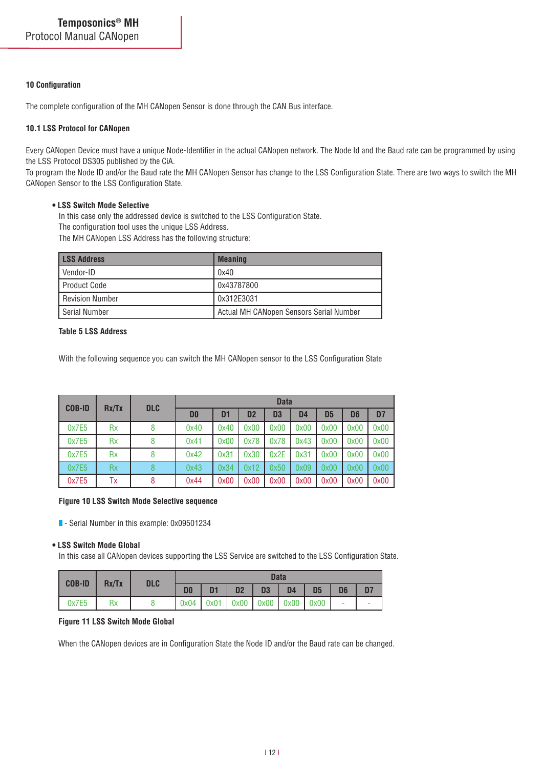## 10 Configuration

The complete configuration of the MH CANopen Sensor is done through the CAN Bus interface.

### 10.1 LSS Protocol for CANopen

Every CANopen Device must have a unique Node-Identifier in the actual CANopen network. The Node Id and the Baud rate can be programmed by using the LSS Protocol DS305 published by the CiA.
To program the Node ID and/or the Baud rate the MH CANopen Sensor has change to the LSS Configuration State. There are two ways to switch the MH CANopen Sensor to the LSS Configuration State.

- **LSS Switch Mode Selective**
  In this case only the addressed device is switched to the LSS Configuration State.
  The configuration tool uses the unique LSS Address.
  The MH CANopen LSS Address has the following structure:

| LSS Address | Meaning |
|---|---|
| Vendor-ID | 0x40 |
| Product Code | 0x43787800 |
| Revision Number | 0x312E3031 |
| Serial Number | Actual MH CANopen Sensors Serial Number |

**Table 5 LSS Address**

With the following sequence you can switch the MH CANopen sensor to the LSS Configuration State

| COB-ID | Rx/Tx | DLC | Data | | | | | | | |
|---|---|---|---|---|---|---|---|---|---|---|
| | | | D0 | D1 | D2 | D3 | D4 | D5 | D6 | D7 |
| 0x7E5 | Rx | 8 | 0x40 | 0x40 | 0x00 | 0x00 | 0x00 | 0x00 | 0x00 | 0x00 |
| 0x7E5 | Rx | 8 | 0x41 | 0x00 | 0x78 | 0x78 | 0x43 | 0x00 | 0x00 | 0x00 |
| 0x7E5 | Rx | 8 | 0x42 | 0x31 | 0x30 | 0x2E | 0x31 | 0x00 | 0x00 | 0x00 |
| 0x7E5 | Rx | 8 | 0x43 | 0x34 | 0x12 | 0x50 | 0x09 | 0x00 | 0x00 | 0x00 |
| 0x7E5 | Tx | 8 | 0x44 | 0x00 | 0x00 | 0x00 | 0x00 | 0x00 | 0x00 | 0x00 |

**Figure 10 LSS Switch Mode Selective sequence**

- Serial Number in this example: 0x09501234

- **LSS Switch Mode Global**
  In this case all CANopen devices supporting the LSS Service are switched to the LSS Configuration State.

| COB-ID | Rx/Tx | DLC | Data | | | | | | | |
|---|---|---|---|---|---|---|---|---|---|---|
| | | | D0 | D1 | D2 | D3 | D4 | D5 | D6 | D7 |
| 0x7E5 | Rx | 8 | 0x04 | 0x01 | 0x00 | 0x00 | 0x00 | 0x00 | - | - |

**Figure 11 LSS Switch Mode Global**

When the CANopen devices are in Configuration State the Node ID and/or the Baud rate can be changed.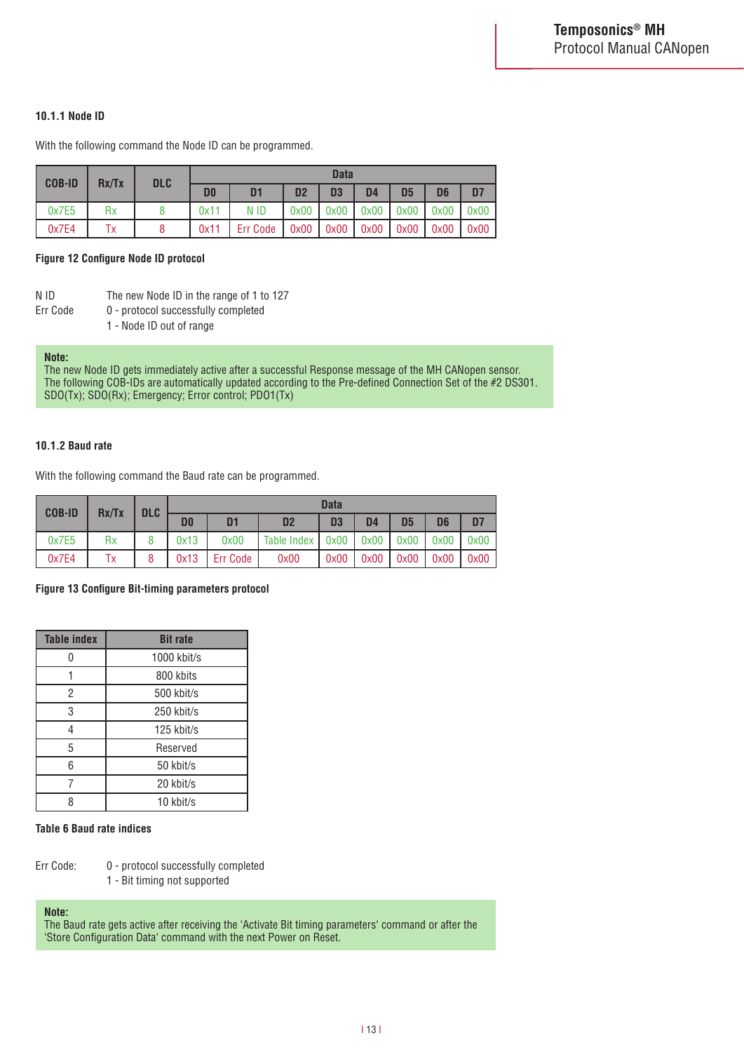### 10.1.1 Node ID

With the following command the Node ID can be programmed.

| COB-ID | Rx/Tx | DLC | Data | | | | | | | |
|---|---|---|---|---|---|---|---|---|---|---|
| | | | D0 | D1 | D2 | D3 | D4 | D5 | D6 | D7 |
| 0x7E5 | Rx | 8 | 0x11 | N ID | 0x00 | 0x00 | 0x00 | 0x00 | 0x00 | 0x00 |
| 0x7E4 | Tx | 8 | 0x11 | Err Code | 0x00 | 0x00 | 0x00 | 0x00 | 0x00 | 0x00 |

**Figure 12 Configure Node ID protocol**

N ID The new Node ID in the range of 1 to 127
Err Code 0 - protocol successfully completed
1 - Node ID out of range

**Note:**
The new Node ID gets immediately active after a successful Response message of the MH CANopen sensor.
The following COB-IDs are automatically updated according to the Pre-defined Connection Set of the #2 DS301.
SDO(Tx); SDO(Rx); Emergency; Error control; PDO1(Tx)

### 10.1.2 Baud rate

With the following command the Baud rate can be programmed.

| COB-ID | Rx/Tx | DLC | Data | | | | | | | |
|---|---|---|---|---|---|---|---|---|---|---|
| | | | D0 | D1 | D2 | D3 | D4 | D5 | D6 | D7 |
| 0x7E5 | Rx | 8 | 0x13 | 0x00 | Table Index | 0x00 | 0x00 | 0x00 | 0x00 | 0x00 |
| 0x7E4 | Tx | 8 | 0x13 | Err Code | 0x00 | 0x00 | 0x00 | 0x00 | 0x00 | 0x00 |

**Figure 13 Configure Bit-timing parameters protocol**

| Table index | Bit rate |
|---|---|
| 0 | 1000 kbit/s |
| 1 | 800 kbits |
| 2 | 500 kbit/s |
| 3 | 250 kbit/s |
| 4 | 125 kbit/s |
| 5 | Reserved |
| 6 | 50 kbit/s |
| 7 | 20 kbit/s |
| 8 | 10 kbit/s |

**Table 6 Baud rate indices**

Err Code: 0 - protocol successfully completed
1 - Bit timing not supported

**Note:**
The Baud rate gets active after receiving the 'Activate Bit timing parameters' command or after the 'Store Configuration Data' command with the next Power on Reset.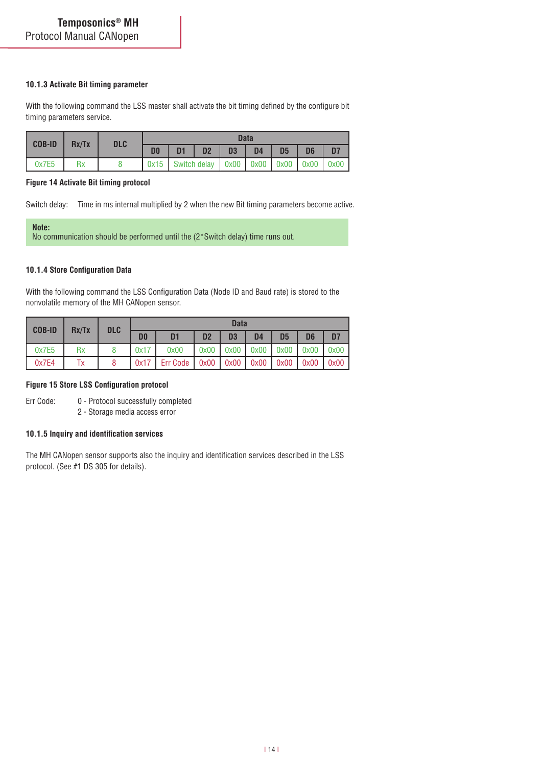### 10.1.3 Activate Bit timing parameter

With the following command the LSS master shall activate the bit timing defined by the configure bit timing parameters service.

| COB-ID | Rx/Tx | DLC | Data | | | | | | | |
|---|---|---|---|---|---|---|---|---|---|---|
| | | | D0 | D1 | D2 | D3 | D4 | D5 | D6 | D7 |
| 0x7E5 | Rx | 8 | 0x15 | Switch delay | | 0x00 | 0x00 | 0x00 | 0x00 | 0x00 |

**Figure 14 Activate Bit timing protocol**

Switch delay: Time in ms internal multiplied by 2 when the new Bit timing parameters become active.

**Note:**
No communication should be performed until the (2*Switch delay) time runs out.

### 10.1.4 Store Configuration Data

With the following command the LSS Configuration Data (Node ID and Baud rate) is stored to the nonvolatile memory of the MH CANopen sensor.

| COB-ID | Rx/Tx | DLC | Data | | | | | | | |
|---|---|---|---|---|---|---|---|---|---|---|
| | | | D0 | D1 | D2 | D3 | D4 | D5 | D6 | D7 |
| 0x7E5 | Rx | 8 | 0x17 | 0x00 | 0x00 | 0x00 | 0x00 | 0x00 | 0x00 | 0x00 |
| 0x7E4 | Tx | 8 | 0x17 | Err Code | 0x00 | 0x00 | 0x00 | 0x00 | 0x00 | 0x00 |

**Figure 15 Store LSS Configuration protocol**

Err Code: 0 - Protocol successfully completed
2 - Storage media access error

### 10.1.5 Inquiry and identification services

The MH CANopen sensor supports also the inquiry and identification services described in the LSS protocol. (See #1 DS 305 for details).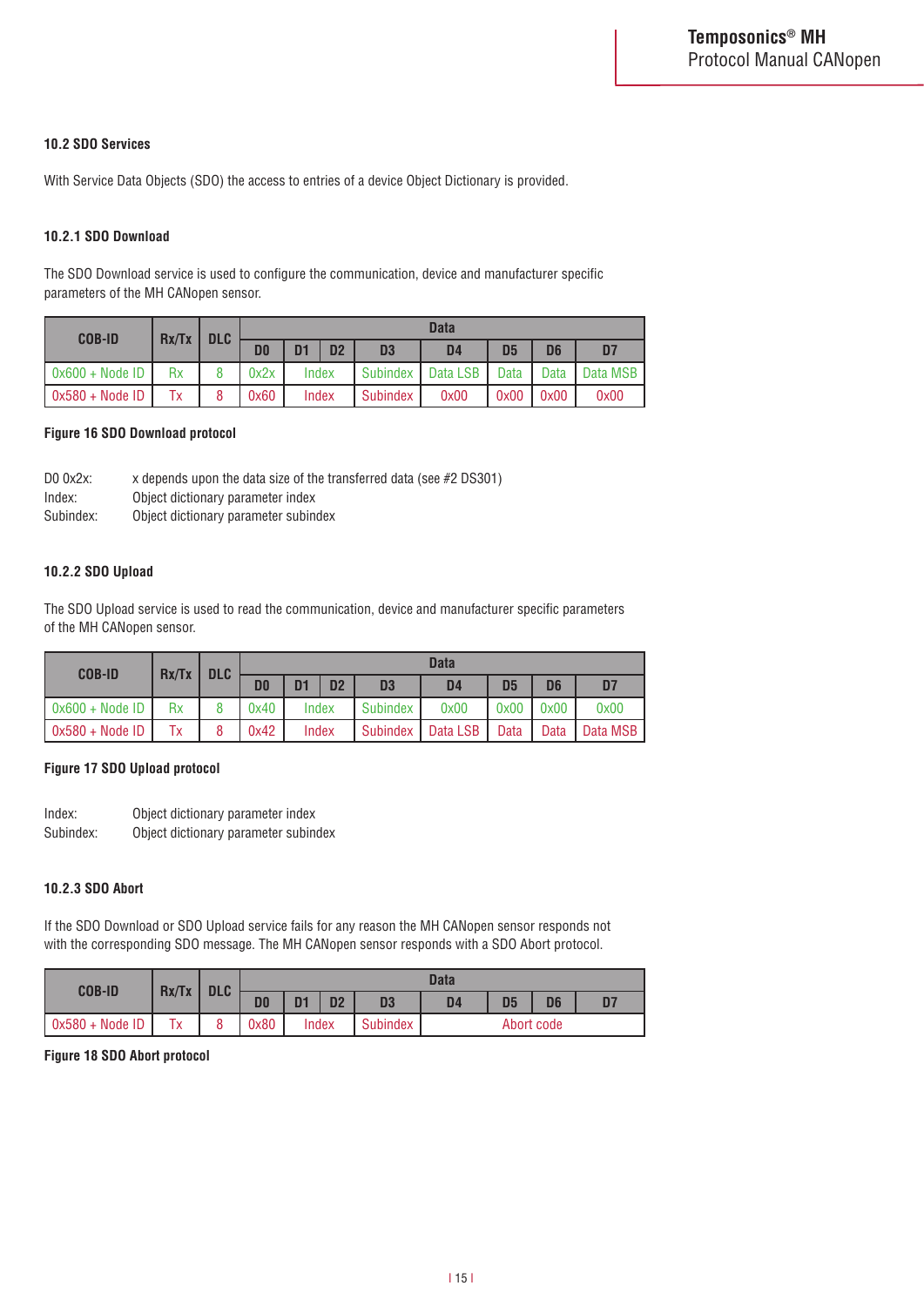## 10.2 SDO Services

With Service Data Objects (SDO) the access to entries of a device Object Dictionary is provided.

### 10.2.1 SDO Download

The SDO Download service is used to configure the communication, device and manufacturer specific parameters of the MH CANopen sensor.

| COB-ID | Rx/Tx | DLC | Data | | | | | | | |
|---|---|---|---|---|---|---|---|---|---|---|
| | | | D0 | D1 | D2 | D3 | D4 | D5 | D6 | D7 |
| 0x600 + Node ID | Rx | 8 | 0x2x | Index | | Subindex | Data LSB | Data | Data | Data MSB |
| 0x580 + Node ID | Tx | 8 | 0x60 | Index | | Subindex | 0x00 | 0x00 | 0x00 | 0x00 |

**Figure 16 SDO Download protocol**

D0 0x2x: x depends upon the data size of the transferred data (see #2 DS301)
Index: Object dictionary parameter index
Subindex: Object dictionary parameter subindex

### 10.2.2 SDO Upload

The SDO Upload service is used to read the communication, device and manufacturer specific parameters of the MH CANopen sensor.

| COB-ID | Rx/Tx | DLC | Data | | | | | | | |
|---|---|---|---|---|---|---|---|---|---|---|
| | | | D0 | D1 | D2 | D3 | D4 | D5 | D6 | D7 |
| 0x600 + Node ID | Rx | 8 | 0x40 | Index | | Subindex | 0x00 | 0x00 | 0x00 | 0x00 |
| 0x580 + Node ID | Tx | 8 | 0x42 | Index | | Subindex | Data LSB | Data | Data | Data MSB |

**Figure 17 SDO Upload protocol**

Index: Object dictionary parameter index
Subindex: Object dictionary parameter subindex

### 10.2.3 SDO Abort

If the SDO Download or SDO Upload service fails for any reason the MH CANopen sensor responds not with the corresponding SDO message. The MH CANopen sensor responds with a SDO Abort protocol.

| COB-ID | Rx/Tx | DLC | Data | | | | | | | |
|---|---|---|---|---|---|---|---|---|---|---|
| | | | D0 | D1 | D2 | D3 | D4 | D5 | D6 | D7 |
| 0x580 + Node ID | Tx | 8 | 0x80 | Index | | Subindex | Abort code | | | |

**Figure 18 SDO Abort protocol**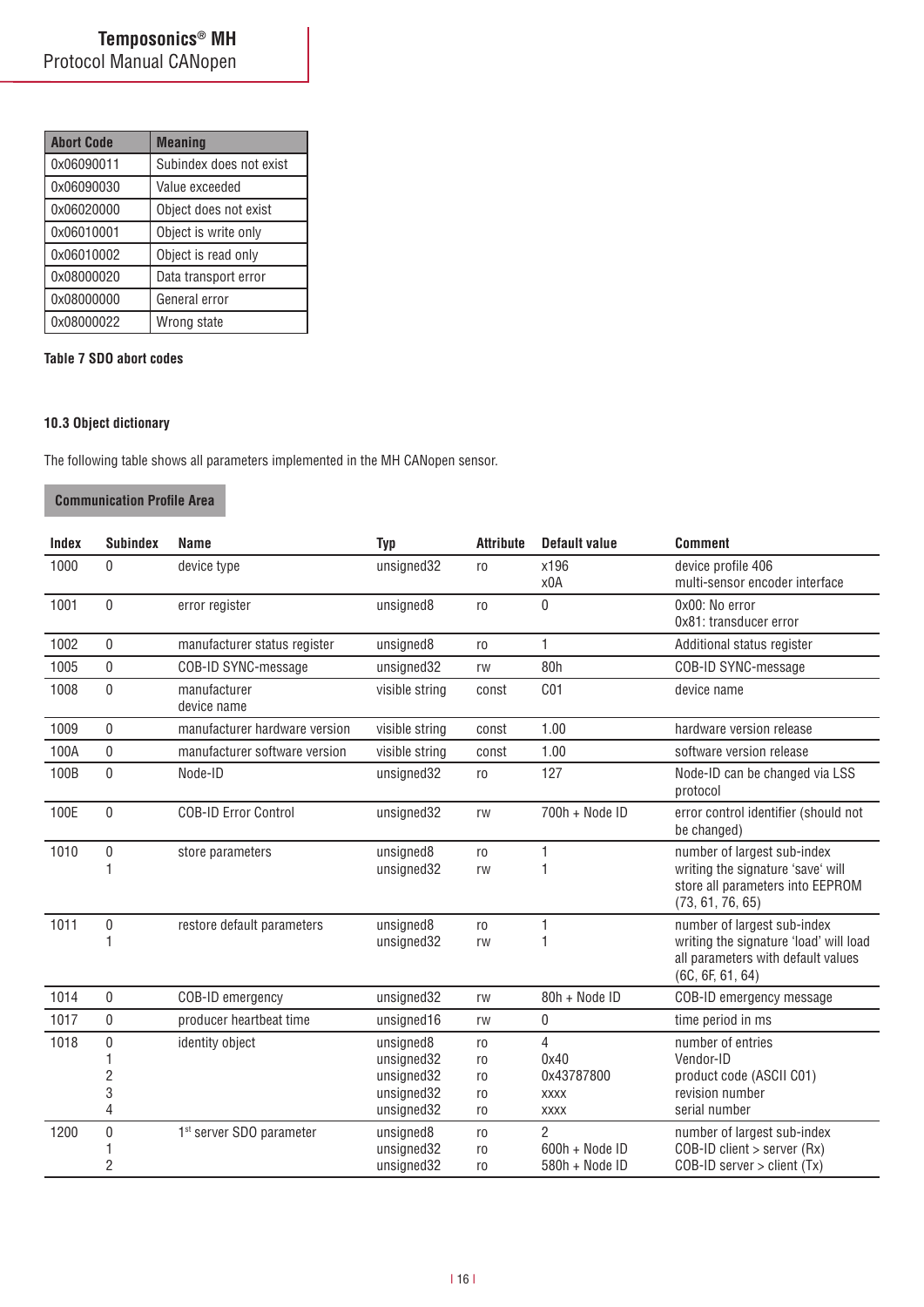| Abort Code | Meaning |
|---|---|
| 0x06090011 | Subindex does not exist |
| 0x06090030 | Value exceeded |
| 0x06020000 | Object does not exist |
| 0x06010001 | Object is write only |
| 0x06010002 | Object is read only |
| 0x08000020 | Data transport error |
| 0x08000000 | General error |
| 0x08000022 | Wrong state |

**Table 7 SDO abort codes**

### 10.3 Object dictionary

The following table shows all parameters implemented in the MH CANopen sensor.

**Communication Profile Area**

| Index | Subindex | Name | Typ | Attribute | Default value | Comment |
|---|---|---|---|---|---|---|
| 1000 | 0 | device type | unsigned32 | ro | x196<br>x0A | device profile 406<br>multi-sensor encoder interface |
| 1001 | 0 | error register | unsigned8 | ro | 0 | 0x00: No error<br>0x81: transducer error |
| 1002 | 0 | manufacturer status register | unsigned8 | ro | 1 | Additional status register |
| 1005 | 0 | COB-ID SYNC-message | unsigned32 | rw | 80h | COB-ID SYNC-message |
| 1008 | 0 | manufacturer<br>device name | visible string | const | C01 | device name |
| 1009 | 0 | manufacturer hardware version | visible string | const | 1.00 | hardware version release |
| 100A | 0 | manufacturer software version | visible string | const | 1.00 | software version release |
| 100B | 0 | Node-ID | unsigned32 | ro | 127 | Node-ID can be changed via LSS protocol |
| 100E | 0 | COB-ID Error Control | unsigned32 | rw | 700h + Node ID | error control identifier (should not be changed) |
| 1010 | 0<br>1 | store parameters | unsigned8<br>unsigned32 | ro<br>rw | 1<br>1 | number of largest sub-index<br>writing the signature 'save' will store all parameters into EEPROM (73, 61, 76, 65) |
| 1011 | 0<br>1 | restore default parameters | unsigned8<br>unsigned32 | ro<br>rw | 1<br>1 | number of largest sub-index<br>writing the signature 'load' will load all parameters with default values (6C, 6F, 61, 64) |
| 1014 | 0 | COB-ID emergency | unsigned32 | rw | 80h + Node ID | COB-ID emergency message |
| 1017 | 0 | producer heartbeat time | unsigned16 | rw | 0 | time period in ms |
| 1018 | 0<br>1<br>2<br>3<br>4 | identity object | unsigned8<br>unsigned32<br>unsigned32<br>unsigned32<br>unsigned32 | ro<br>ro<br>ro<br>ro<br>ro | 4<br>0x40<br>0x43787800<br>xxxx<br>xxxx | number of entries<br>Vendor-ID<br>product code (ASCII C01)<br>revision number<br>serial number |
| 1200 | 0<br>1<br>2 | 1st server SDO parameter | unsigned8<br>unsigned32<br>unsigned32 | ro<br>ro<br>ro | 2<br>600h + Node ID<br>580h + Node ID | number of largest sub-index<br>COB-ID client > server (Rx)<br>COB-ID server > client (Tx) |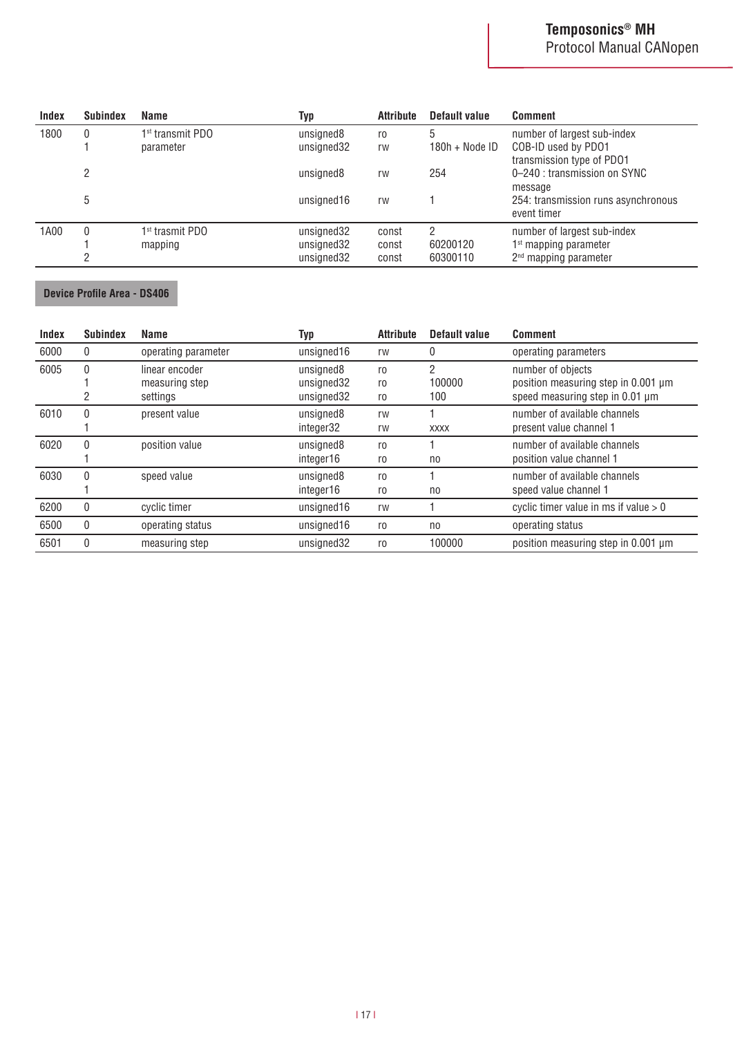| Index | Subindex | Name | Typ | Attribute | Default value | Comment |
|---|---|---|---|---|---|---|
| 1800 | 0 | 1st transmit PDO | unsigned8 | ro | 5 | number of largest sub-index |
| | 1 | parameter | unsigned32 | rw | 180h + Node ID | COB-ID used by PDO1 transmission type of PDO1 |
| | 2 | | unsigned8 | rw | 254 | 0–240 : transmission on SYNC message |
| | 5 | | unsigned16 | rw | 1 | 254: transmission runs asynchronous event timer |
| 1A00 | 0 | 1st trasmit PDO | unsigned32 | const | 2 | number of largest sub-index |
| | 1 | mapping | unsigned32 | const | 60200120 | 1st mapping parameter |
| | 2 | | unsigned32 | const | 60300110 | 2nd mapping parameter |

**Device Profile Area - DS406**

| Index | Subindex | Name | Typ | Attribute | Default value | Comment |
|---|---|---|---|---|---|---|
| 6000 | 0 | operating parameter | unsigned16 | rw | 0 | operating parameters |
| 6005 | 0 | linear encoder | unsigned8 | ro | 2 | number of objects |
| | 1 | measuring step | unsigned32 | ro | 100000 | position measuring step in 0.001 µm |
| | 2 | settings | unsigned32 | ro | 100 | speed measuring step in 0.01 µm |
| 6010 | 0 | present value | unsigned8 | rw | 1 | number of available channels |
| | 1 | | integer32 | rw | XXXX | present value channel 1 |
| 6020 | 0 | position value | unsigned8 | ro | 1 | number of available channels |
| | 1 | | integer16 | ro | no | position value channel 1 |
| 6030 | 0 | speed value | unsigned8 | ro | 1 | number of available channels |
| | 1 | | integer16 | ro | no | speed value channel 1 |
| 6200 | 0 | cyclic timer | unsigned16 | rw | 1 | cyclic timer value in ms if value > 0 |
| 6500 | 0 | operating status | unsigned16 | ro | no | operating status |
| 6501 | 0 | measuring step | unsigned32 | ro | 100000 | position measuring step in 0.001 µm |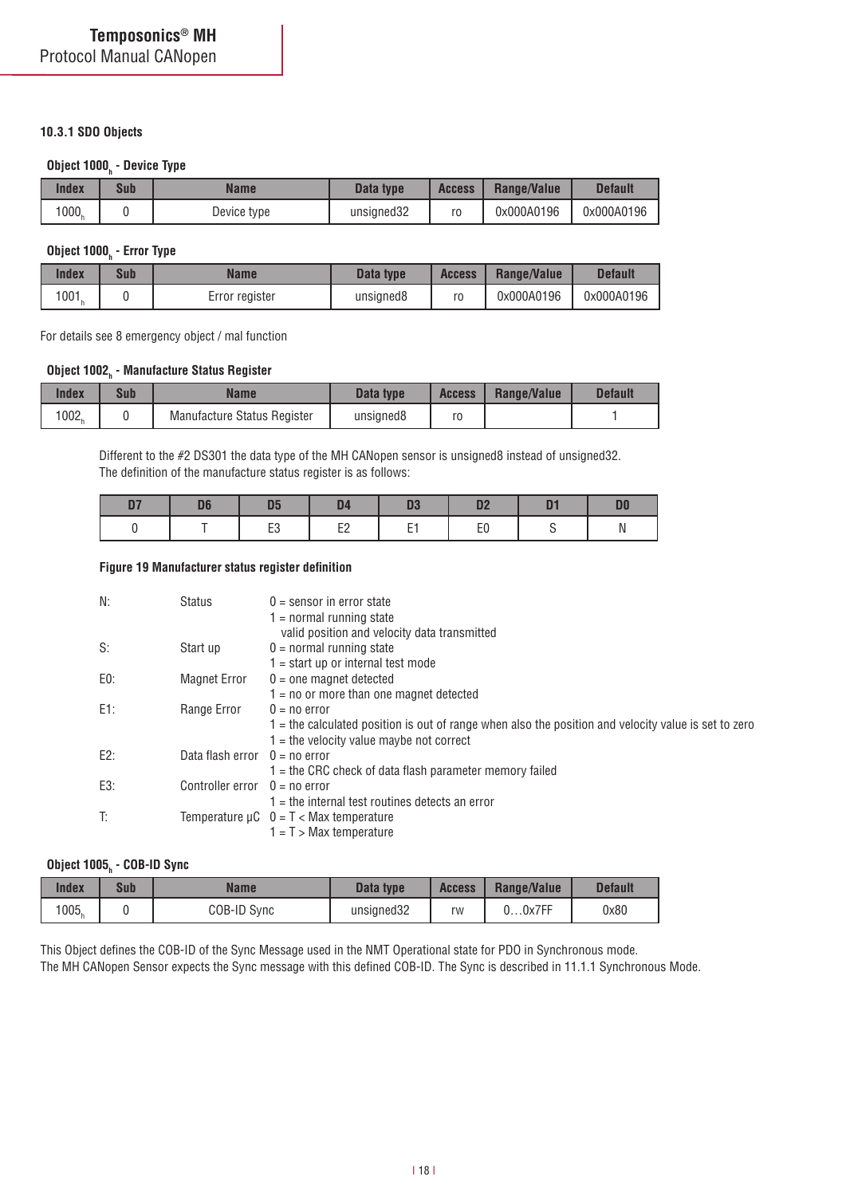#### 10.3.1 SDO Objects

**Object 1000h - Device Type**

| Index | Sub | Name | Data type | Access | Range/Value | Default |
|---|---|---|---|---|---|---|
| 1000h | 0 | Device type | unsigned32 | ro | 0x000A0196 | 0x000A0196 |

**Object 1000h - Error Type**

| Index | Sub | Name | Data type | Access | Range/Value | Default |
|---|---|---|---|---|---|---|
| 1001h | 0 | Error register | unsigned8 | ro | 0x000A0196 | 0x000A0196 |

For details see 8 emergency object / mal function

**Object 1002h - Manufacture Status Register**

| Index | Sub | Name | Data type | Access | Range/Value | Default |
|---|---|---|---|---|---|---|
| 1002h | 0 | Manufacture Status Register | unsigned8 | ro | | 1 |

Different to the #2 DS301 the data type of the MH CANopen sensor is unsigned8 instead of unsigned32.
The definition of the manufacture status register is as follows:

| D7 | D6 | D5 | D4 | D3 | D2 | D1 | D0 |
|---|---|---|---|---|---|---|---|
| 0 | T | E3 | E2 | E1 | E0 | S | N |

**Figure 19 Manufacturer status register definition**

| | | |
|---|---|---|
| N: | Status | 0 = sensor in error state<br>1 = normal running state<br>valid position and velocity data transmitted |
| S: | Start up | 0 = normal running state<br>1 = start up or internal test mode |
| E0: | Magnet Error | 0 = one magnet detected<br>1 = no or more than one magnet detected |
| E1: | Range Error | 0 = no error<br>1 = the calculated position is out of range when also the position and velocity value is set to zero<br>1 = the velocity value maybe not correct |
| E2: | Data flash error | 0 = no error<br>1 = the CRC check of data flash parameter memory failed |
| E3: | Controller error | 0 = no error<br>1 = the internal test routines detects an error |
| T: | Temperature µC | 0 = T < Max temperature<br>1 = T > Max temperature |

**Object 1005h - COB-ID Sync**

| Index | Sub | Name | Data type | Access | Range/Value | Default |
|---|---|---|---|---|---|---|
| 1005h | 0 | COB-ID Sync | unsigned32 | rw | 0…0x7FF | 0x80 |

This Object defines the COB-ID of the Sync Message used in the NMT Operational state for PDO in Synchronous mode.
The MH CANopen Sensor expects the Sync message with this defined COB-ID. The Sync is described in 11.1.1 Synchronous Mode.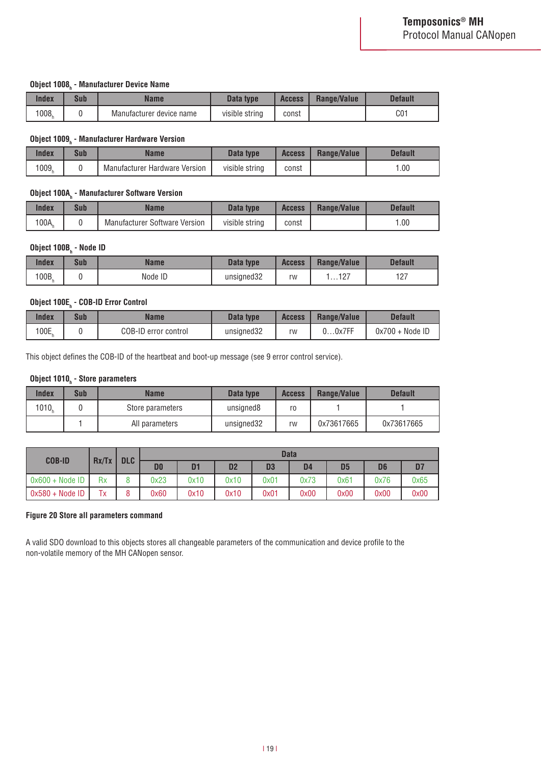**Object 1008$_h$ - Manufacturer Device Name**

| Index | Sub | Name | Data type | Access | Range/Value | Default |
|---|---|---|---|---|---|---|
| 1008$_h$ | 0 | Manufacturer device name | visible string | const | | C01 |

**Object 1009$_h$ - Manufacturer Hardware Version**

| Index | Sub | Name | Data type | Access | Range/Value | Default |
|---|---|---|---|---|---|---|
| 1009$_h$ | 0 | Manufacturer Hardware Version | visible string | const | | 1.00 |

**Object 100A$_h$ - Manufacturer Software Version**

| Index | Sub | Name | Data type | Access | Range/Value | Default |
|---|---|---|---|---|---|---|
| 100A$_h$ | 0 | Manufacturer Software Version | visible string | const | | 1.00 |

**Object 100B$_h$ - Node ID**

| Index | Sub | Name | Data type | Access | Range/Value | Default |
|---|---|---|---|---|---|---|
| 100B$_h$ | 0 | Node ID | unsigned32 | rw | 1…127 | 127 |

**Object 100E$_h$ - COB-ID Error Control**

| Index | Sub | Name | Data type | Access | Range/Value | Default |
|---|---|---|---|---|---|---|
| 100E$_h$ | 0 | COB-ID error control | unsigned32 | rw | 0…0x7FF | 0x700 + Node ID |

This object defines the COB-ID of the heartbeat and boot-up message (see 9 error control service).

**Object 1010$_h$ - Store parameters**

| Index | Sub | Name | Data type | Access | Range/Value | Default |
|---|---|---|---|---|---|---|
| 1010$_h$ | 0 | Store parameters | unsigned8 | ro | 1 | 1 |
| | 1 | All parameters | unsigned32 | rw | 0x73617665 | 0x73617665 |

| COB-ID | Rx/Tx | DLC | Data | | | | | | | |
|---|---|---|---|---|---|---|---|---|---|---|
| | | | D0 | D1 | D2 | D3 | D4 | D5 | D6 | D7 |
| 0x600 + Node ID | Rx | 8 | 0x23 | 0x10 | 0x10 | 0x01 | 0x73 | 0x61 | 0x76 | 0x65 |
| 0x580 + Node ID | Tx | 8 | 0x60 | 0x10 | 0x10 | 0x01 | 0x00 | 0x00 | 0x00 | 0x00 |

**Figure 20 Store all parameters command**

A valid SDO download to this objects stores all changeable parameters of the communication and device profile to the non-volatile memory of the MH CANopen sensor.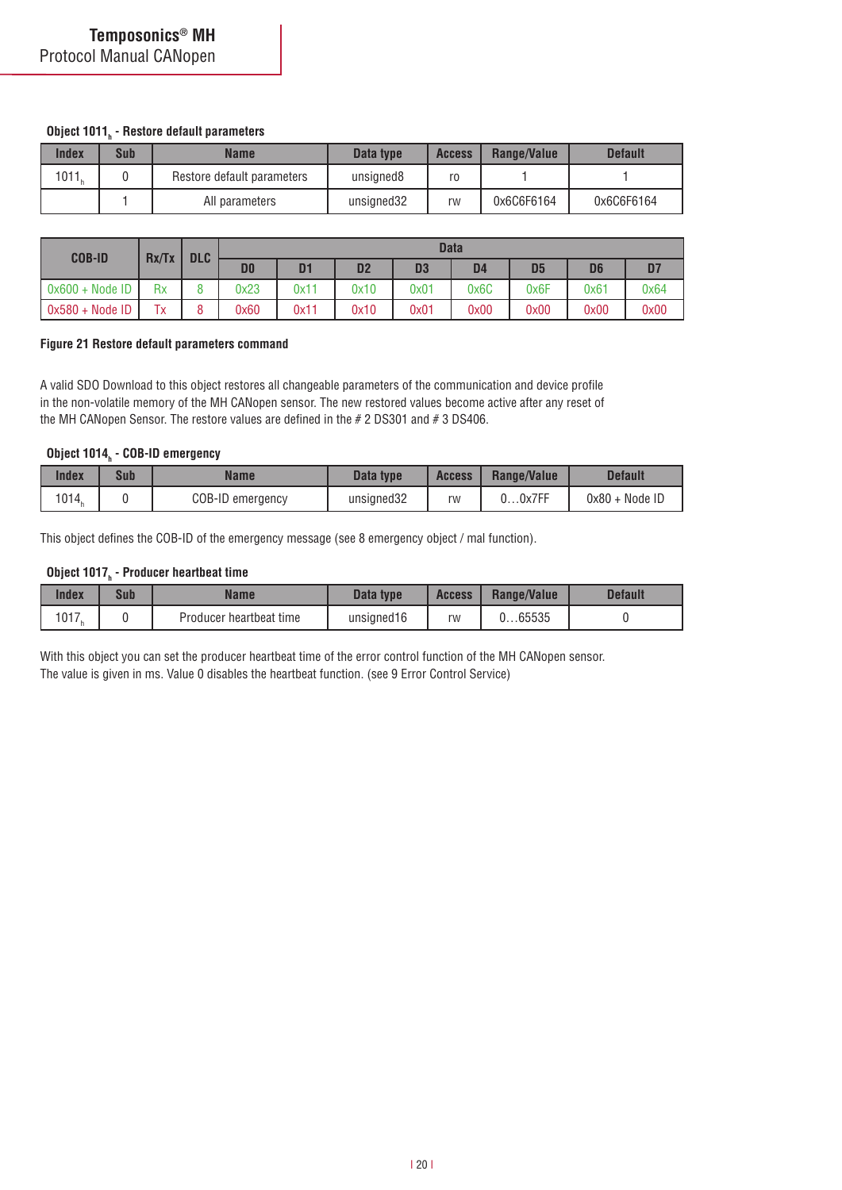#### Object 1011$_h$ - Restore default parameters

| Index | Sub | Name | Data type | Access | Range/Value | Default |
|---|---|---|---|---|---|---|
| 1011$_h$ | 0 | Restore default parameters | unsigned8 | ro | 1 | 1 |
| | 1 | All parameters | unsigned32 | rw | 0x6C6F6164 | 0x6C6F6164 |

| COB-ID | Rx/Tx | DLC | Data | | | | | | | |
|---|---|---|---|---|---|---|---|---|---|---|
| | | | D0 | D1 | D2 | D3 | D4 | D5 | D6 | D7 |
| 0x600 + Node ID | Rx | 8 | 0x23 | 0x11 | 0x10 | 0x01 | 0x6C | 0x6F | 0x61 | 0x64 |
| 0x580 + Node ID | Tx | 8 | 0x60 | 0x11 | 0x10 | 0x01 | 0x00 | 0x00 | 0x00 | 0x00 |

**Figure 21 Restore default parameters command**

A valid SDO Download to this object restores all changeable parameters of the communication and device profile in the non-volatile memory of the MH CANopen sensor. The new restored values become active after any reset of the MH CANopen Sensor. The restore values are defined in the # 2 DS301 and # 3 DS406.

#### Object 1014$_h$ - COB-ID emergency

| Index | Sub | Name | Data type | Access | Range/Value | Default |
|---|---|---|---|---|---|---|
| 1014$_h$ | 0 | COB-ID emergency | unsigned32 | rw | 0…0x7FF | 0x80 + Node ID |

This object defines the COB-ID of the emergency message (see 8 emergency object / mal function).

#### Object 1017$_h$ - Producer heartbeat time

| Index | Sub | Name | Data type | Access | Range/Value | Default |
|---|---|---|---|---|---|---|
| 1017$_h$ | 0 | Producer heartbeat time | unsigned16 | rw | 0…65535 | 0 |

With this object you can set the producer heartbeat time of the error control function of the MH CANopen sensor. The value is given in ms. Value 0 disables the heartbeat function. (see 9 Error Control Service)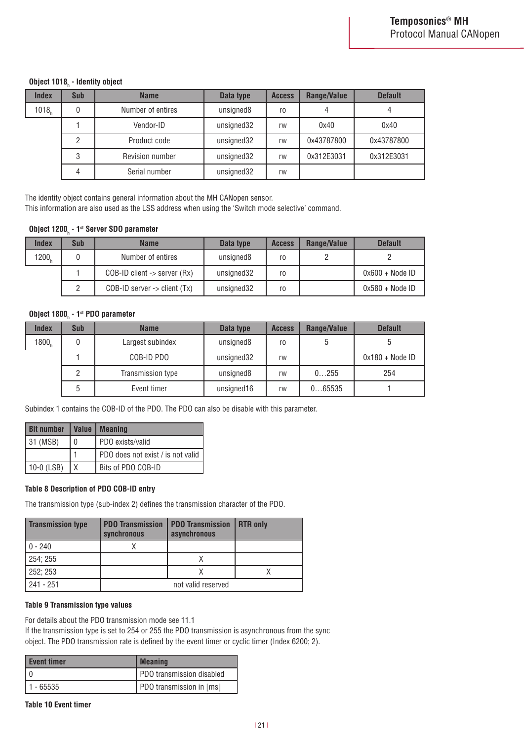**Object 1018$_h$ - Identity object**

| Index | Sub | Name | Data type | Access | Range/Value | Default |
|---|---|---|---|---|---|---|
| 1018$_h$ | 0 | Number of entires | unsigned8 | ro | 4 | 4 |
| | 1 | Vendor-ID | unsigned32 | rw | 0x40 | 0x40 |
| | 2 | Product code | unsigned32 | rw | 0x43787800 | 0x43787800 |
| | 3 | Revision number | unsigned32 | rw | 0x312E3031 | 0x312E3031 |
| | 4 | Serial number | unsigned32 | rw | | |

The identity object contains general information about the MH CANopen sensor.
This information are also used as the LSS address when using the 'Switch mode selective' command.

**Object 1200$_h$ - 1st Server SDO parameter**

| Index | Sub | Name | Data type | Access | Range/Value | Default |
|---|---|---|---|---|---|---|
| 1200$_h$ | 0 | Number of entires | unsigned8 | ro | 2 | 2 |
| | 1 | COB-ID client -> server (Rx) | unsigned32 | ro | | 0x600 + Node ID |
| | 2 | COB-ID server -> client (Tx) | unsigned32 | ro | | 0x580 + Node ID |

**Object 1800$_h$ - 1st PDO parameter**

| Index | Sub | Name | Data type | Access | Range/Value | Default |
|---|---|---|---|---|---|---|
| 1800$_h$ | 0 | Largest subindex | unsigned8 | ro | 5 | 5 |
| | 1 | COB-ID PDO | unsigned32 | rw | | 0x180 + Node ID |
| | 2 | Transmission type | unsigned8 | rw | 0…255 | 254 |
| | 5 | Event timer | unsigned16 | rw | 0…65535 | 1 |

Subindex 1 contains the COB-ID of the PDO. The PDO can also be disable with this parameter.

| Bit number | Value | Meaning |
|---|---|---|
| 31 (MSB) | 0 | PDO exists/valid |
| | 1 | PDO does not exist / is not valid |
| 10-0 (LSB) | X | Bits of PDO COB-ID |

**Table 8 Description of PDO COB-ID entry**

The transmission type (sub-index 2) defines the transmission character of the PDO.

| Transmission type | PDO Transmission synchronous | PDO Transmission asynchronous | RTR only |
|---|---|---|---|
| 0 - 240 | X | | |
| 254; 255 | | X | |
| 252; 253 | | X | X |
| 241 - 251 | not valid reserved | | |

**Table 9 Transmission type values**

For details about the PDO transmission mode see 11.1
If the transmission type is set to 254 or 255 the PDO transmission is asynchronous from the sync object. The PDO transmission rate is defined by the event timer or cyclic timer (Index 6200; 2).

| Event timer | Meaning |
|---|---|
| 0 | PDO transmission disabled |
| 1 - 65535 | PDO transmission in [ms] |

**Table 10 Event timer**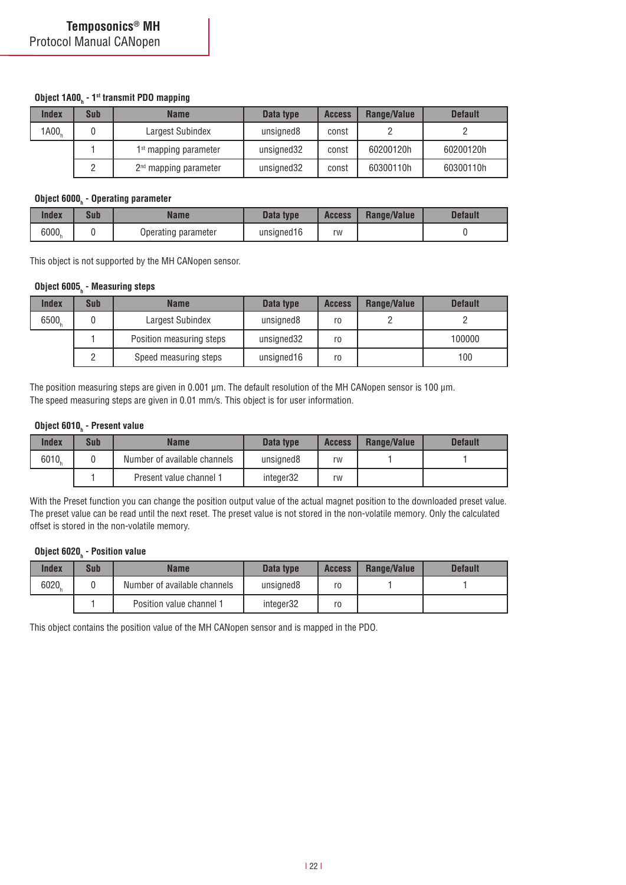#### Object 1A00$_h$ - 1[st] transmit PDO mapping

| Index | Sub | Name | Data type | Access | Range/Value | Default |
|---|---|---|---|---|---|---|
| 1A00$_h$ | 0 | Largest Subindex | unsigned8 | const | 2 | 2 |
| | 1 | 1[st] mapping parameter | unsigned32 | const | 60200120h | 60200120h |
| | 2 | 2[nd] mapping parameter | unsigned32 | const | 60300110h | 60300110h |

#### Object 6000$_h$ - Operating parameter

| Index | Sub | Name | Data type | Access | Range/Value | Default |
|---|---|---|---|---|---|---|
| 6000$_h$ | 0 | Operating parameter | unsigned16 | rw | | 0 |

This object is not supported by the MH CANopen sensor.

#### Object 6005$_h$ - Measuring steps

| Index | Sub | Name | Data type | Access | Range/Value | Default |
|---|---|---|---|---|---|---|
| 6500$_h$ | 0 | Largest Subindex | unsigned8 | ro | 2 | 2 |
| | 1 | Position measuring steps | unsigned32 | ro | | 100000 |
| | 2 | Speed measuring steps | unsigned16 | ro | | 100 |

The position measuring steps are given in 0.001 µm. The default resolution of the MH CANopen sensor is 100 µm.
The speed measuring steps are given in 0.01 mm/s. This object is for user information.

#### Object 6010$_h$ - Present value

| Index | Sub | Name | Data type | Access | Range/Value | Default |
|---|---|---|---|---|---|---|
| 6010$_h$ | 0 | Number of available channels | unsigned8 | rw | 1 | 1 |
| | 1 | Present value channel 1 | integer32 | rw | | |

With the Preset function you can change the position output value of the actual magnet position to the downloaded preset value. The preset value can be read until the next reset. The preset value is not stored in the non-volatile memory. Only the calculated offset is stored in the non-volatile memory.

#### Object 6020$_h$ - Position value

| Index | Sub | Name | Data type | Access | Range/Value | Default |
|---|---|---|---|---|---|---|
| 6020$_h$ | 0 | Number of available channels | unsigned8 | ro | 1 | 1 |
| | 1 | Position value channel 1 | integer32 | ro | | |

This object contains the position value of the MH CANopen sensor and is mapped in the PDO.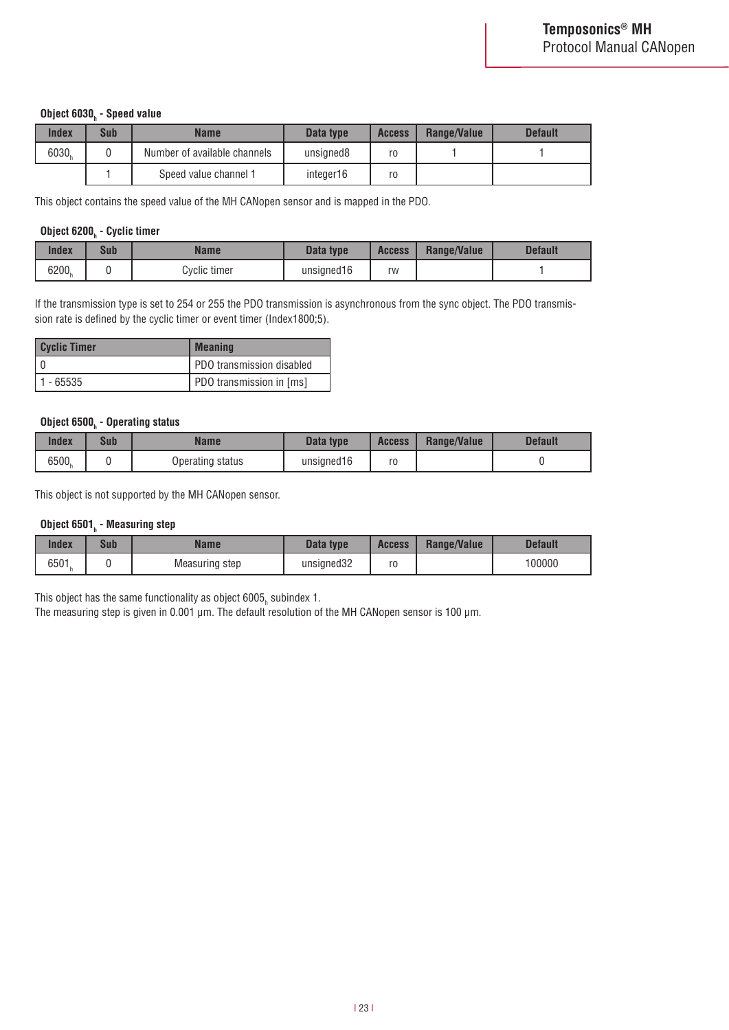**Object $6030_h$ - Speed value**

| Index | Sub | Name | Data type | Access | Range/Value | Default |
|---|---|---|---|---|---|---|
| $6030_h$ | 0 | Number of available channels | unsigned8 | ro | 1 | 1 |
| | 1 | Speed value channel 1 | integer16 | ro | | |

This object contains the speed value of the MH CANopen sensor and is mapped in the PDO.

**Object $6200_h$ - Cyclic timer**

| Index | Sub | Name | Data type | Access | Range/Value | Default |
|---|---|---|---|---|---|---|
| $6200_h$ | 0 | Cyclic timer | unsigned16 | rw | | 1 |

If the transmission type is set to 254 or 255 the PDO transmission is asynchronous from the sync object. The PDO transmission rate is defined by the cyclic timer or event timer (Index1800;5).

| Cyclic Timer | Meaning |
|---|---|
| 0 | PDO transmission disabled |
| 1 - 65535 | PDO transmission in [ms] |

**Object $6500_h$ - Operating status**

| Index | Sub | Name | Data type | Access | Range/Value | Default |
|---|---|---|---|---|---|---|
| $6500_h$ | 0 | Operating status | unsigned16 | ro | | 0 |

This object is not supported by the MH CANopen sensor.

**Object $6501_h$ - Measuring step**

| Index | Sub | Name | Data type | Access | Range/Value | Default |
|---|---|---|---|---|---|---|
| $6501_h$ | 0 | Measuring step | unsigned32 | ro | | 100000 |

This object has the same functionality as object $6005_h$ subindex 1.
The measuring step is given in 0.001 µm. The default resolution of the MH CANopen sensor is 100 µm.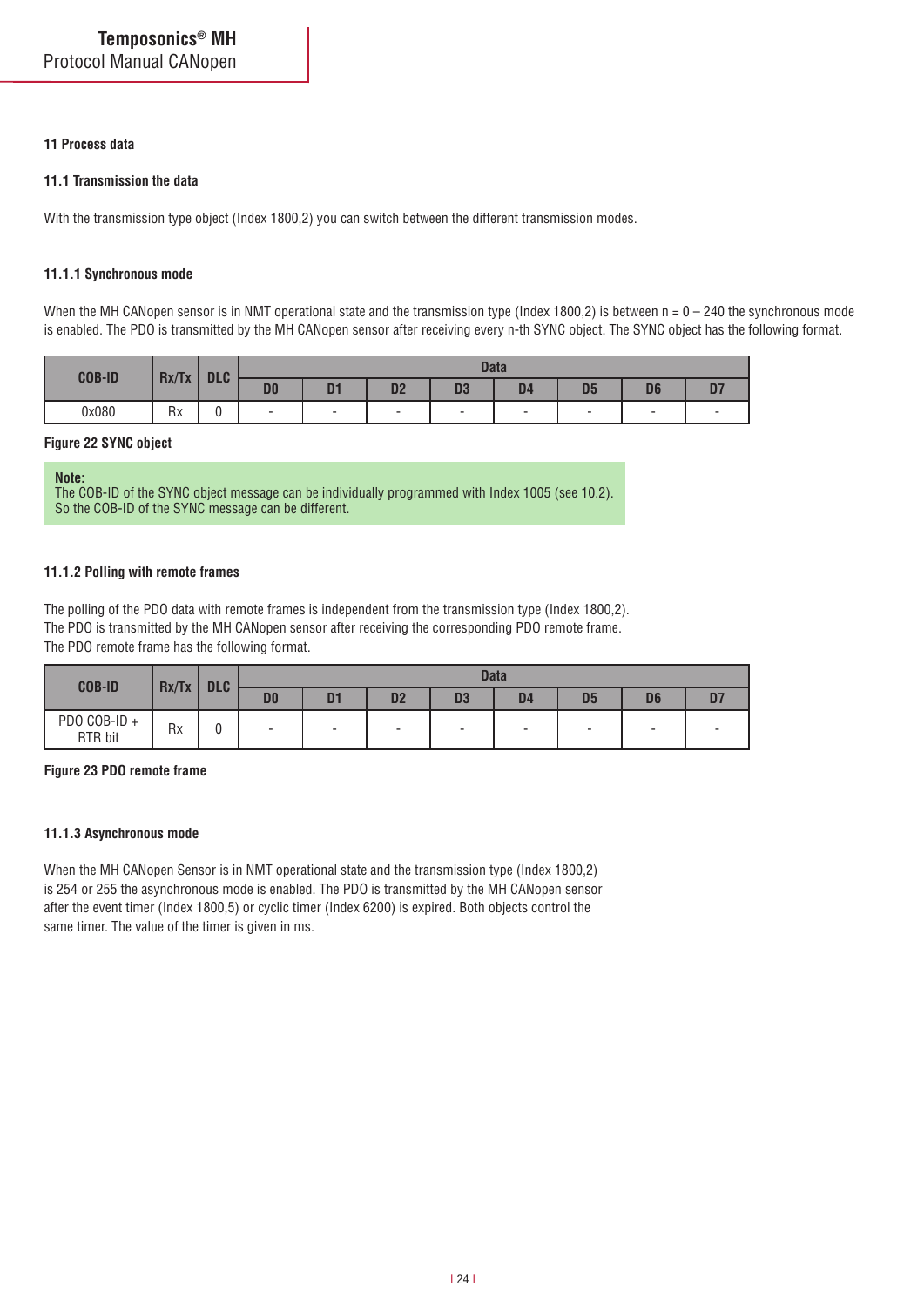## 11 Process data

### 11.1 Transmission the data

With the transmission type object (Index 1800,2) you can switch between the different transmission modes.

#### 11.1.1 Synchronous mode

When the MH CANopen sensor is in NMT operational state and the transmission type (Index 1800,2) is between n = 0 – 240 the synchronous mode is enabled. The PDO is transmitted by the MH CANopen sensor after receiving every n-th SYNC object. The SYNC object has the following format.

| COB-ID | Rx/Tx | DLC | Data | | | | | | | |
|---|---|---|---|---|---|---|---|---|---|---|
| | | | D0 | D1 | D2 | D3 | D4 | D5 | D6 | D7 |
| 0x080 | Rx | 0 | - | - | - | - | - | - | - | - |

**Figure 22 SYNC object**

> **Note:**
> The COB-ID of the SYNC object message can be individually programmed with Index 1005 (see 10.2).
> So the COB-ID of the SYNC message can be different.

#### 11.1.2 Polling with remote frames

The polling of the PDO data with remote frames is independent from the transmission type (Index 1800,2).
The PDO is transmitted by the MH CANopen sensor after receiving the corresponding PDO remote frame.
The PDO remote frame has the following format.

| COB-ID | Rx/Tx | DLC | Data | | | | | | | |
|---|---|---|---|---|---|---|---|---|---|---|
| | | | D0 | D1 | D2 | D3 | D4 | D5 | D6 | D7 |
| PDO COB-ID + RTR bit | Rx | 0 | - | - | - | - | - | - | - | - |

**Figure 23 PDO remote frame**

#### 11.1.3 Asynchronous mode

When the MH CANopen Sensor is in NMT operational state and the transmission type (Index 1800,2) is 254 or 255 the asynchronous mode is enabled. The PDO is transmitted by the MH CANopen sensor after the event timer (Index 1800,5) or cyclic timer (Index 6200) is expired. Both objects control the same timer. The value of the timer is given in ms.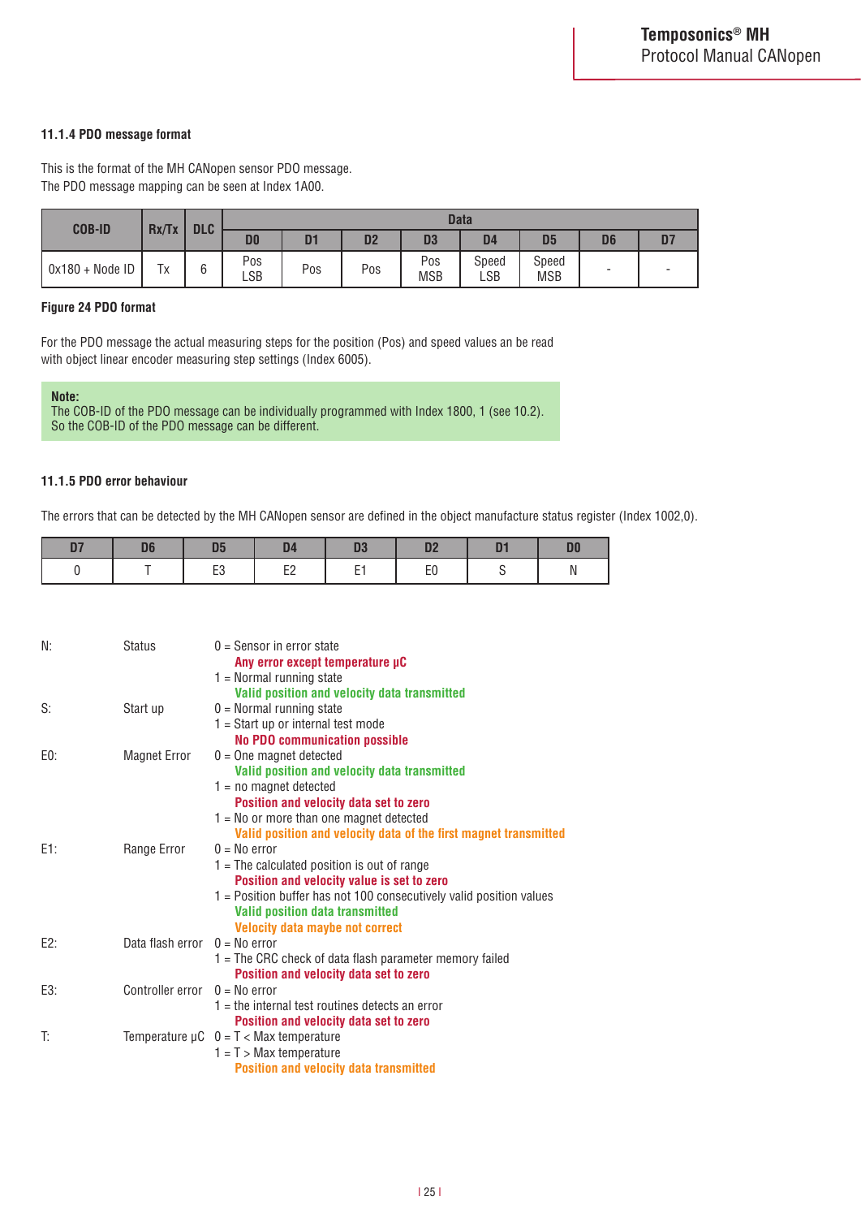### 11.1.4 PDO message format

This is the format of the MH CANopen sensor PDO message.
The PDO message mapping can be seen at Index 1A00.

| COB-ID | Rx/Tx | DLC | Data | | | | | | | |
|---|---|---|---|---|---|---|---|---|---|---|
| | | | D0 | D1 | D2 | D3 | D4 | D5 | D6 | D7 |
| 0x180 + Node ID | Tx | 6 | Pos LSB | Pos | Pos | Pos MSB | Speed LSB | Speed MSB | - | - |

**Figure 24 PDO format**

For the PDO message the actual measuring steps for the position (Pos) and speed values an be read with object linear encoder measuring step settings (Index 6005).

> **Note:**
> The COB-ID of the PDO message can be individually programmed with Index 1800, 1 (see 10.2).
> So the COB-ID of the PDO message can be different.

### 11.1.5 PDO error behaviour

The errors that can be detected by the MH CANopen sensor are defined in the object manufacture status register (Index 1002,0).

| D7 | D6 | D5 | D4 | D3 | D2 | D1 | D0 |
|---|---|---|---|---|---|---|---|
| 0 | T | E3 | E2 | E1 | E0 | S | N |

| | | |
|---|---|---|
| N: | Status | 0 = Sensor in error state<br>**Any error except temperature µC**<br>1 = Normal running state<br>**Valid position and velocity data transmitted** |
| S: | Start up | 0 = Normal running state<br>1 = Start up or internal test mode<br>**No PDO communication possible** |
| E0: | Magnet Error | 0 = One magnet detected<br>**Valid position and velocity data transmitted**<br>1 = no magnet detected<br>**Position and velocity data set to zero**<br>1 = No or more than one magnet detected<br>**Valid position and velocity data of the first magnet transmitted** |
| E1: | Range Error | 0 = No error<br>1 = The calculated position is out of range<br>**Position and velocity value is set to zero**<br>1 = Position buffer has not 100 consecutively valid position values<br>**Valid position data transmitted**<br>**Velocity data maybe not correct** |
| E2: | Data flash error | 0 = No error<br>1 = The CRC check of data flash parameter memory failed<br>**Position and velocity data set to zero** |
| E3: | Controller error | 0 = No error<br>1 = the internal test routines detects an error<br>**Position and velocity data set to zero** |
| T: | Temperature µC | 0 = T < Max temperature<br>1 = T > Max temperature<br>**Position and velocity data transmitted** |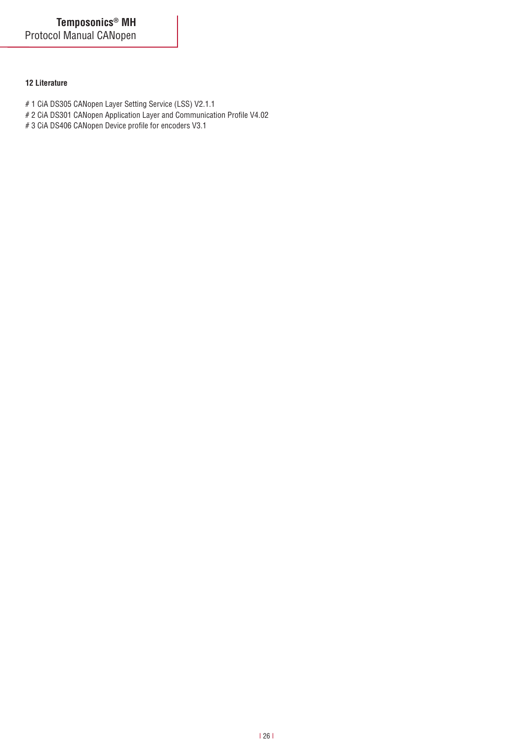## 12 Literature

# 1 CiA DS305 CANopen Layer Setting Service (LSS) V2.1.1  
# 2 CiA DS301 CANopen Application Layer and Communication Profile V4.02  
# 3 CiA DS406 CANopen Device profile for encoders V3.1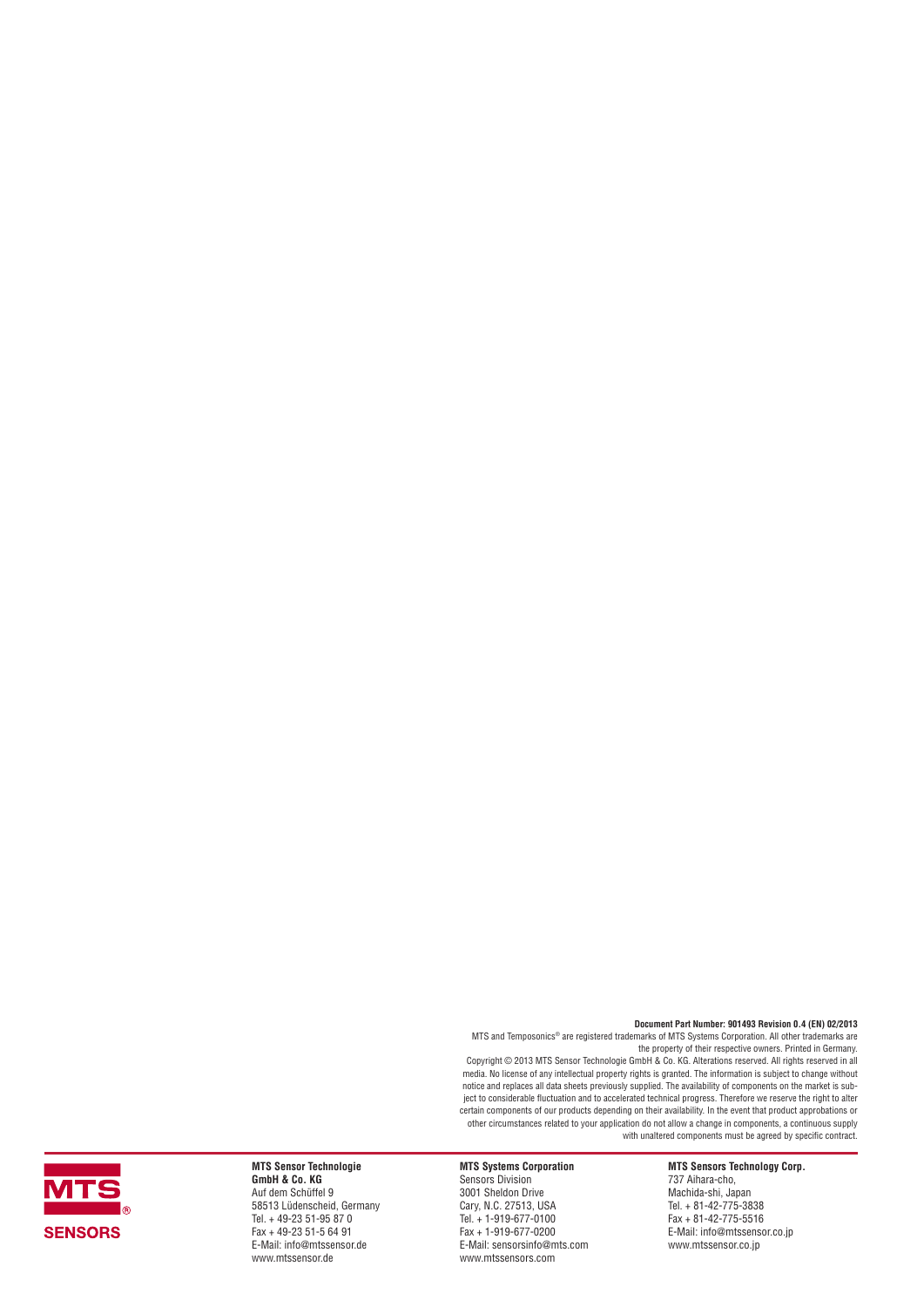**Document Part Number: 901493 Revision 0.4 (EN) 02/2013**

MTS and Temposonics® are registered trademarks of MTS Systems Corporation. All other trademarks are the property of their respective owners. Printed in Germany.
Copyright © 2013 MTS Sensor Technologie GmbH & Co. KG. Alterations reserved. All rights reserved in all media. No license of any intellectual property rights is granted. The information is subject to change without notice and replaces all data sheets previously supplied. The availability of components on the market is subject to considerable fluctuation and to accelerated technical progress. Therefore we reserve the right to alter certain components of our products depending on their availability. In the event that product approbations or other circumstances related to your application do not allow a change in components, a continuous supply with unaltered components must be agreed by specific contract.

MTS®
SENSORS

**MTS Sensor Technologie GmbH & Co. KG**
Auf dem Schüffel 9
58513 Lüdenscheid, Germany
Tel. + 49-23 51-95 87 0
Fax + 49-23 51-5 64 91
E-Mail: info@mtssensor.de
www.mtssensor.de

**MTS Systems Corporation**
Sensors Division
3001 Sheldon Drive
Cary, N.C. 27513, USA
Tel. + 1-919-677-0100
Fax + 1-919-677-0200
E-Mail: sensorsinfo@mts.com
www.mtssensors.com

**MTS Sensors Technology Corp.**
737 Aihara-cho,
Machida-shi, Japan
Tel. + 81-42-775-3838
Fax + 81-42-775-5516
E-Mail: info@mtssensor.co.jp
www.mtssensor.co.jp